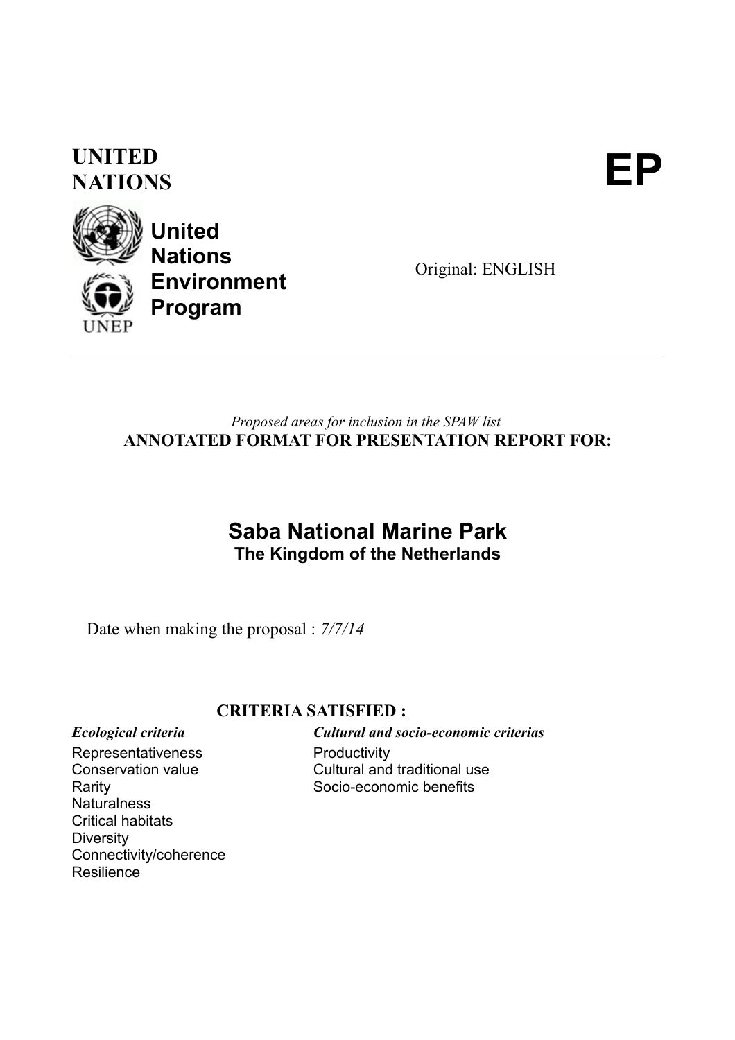**UNITED NATIONS** **EP**

**United Nations Environment Program**

Original: ENGLISH

---

*Proposed areas for inclusion in the SPAW list*

**ANNOTATED FORMAT FOR PRESENTATION REPORT FOR:**

# Saba National Marine Park

## The Kingdom of the Netherlands

Date when making the proposal : *7/7/14*

## CRITERIA SATISFIED :

| *Ecological criteria* | *Cultural and socio-economic criterias* |
|---|---|
| Representativeness | Productivity |
| Conservation value | Cultural and traditional use |
| Rarity | Socio-economic benefits |
| Naturalness | |
| Critical habitats | |
| Diversity | |
| Connectivity/coherence | |
| Resilience | |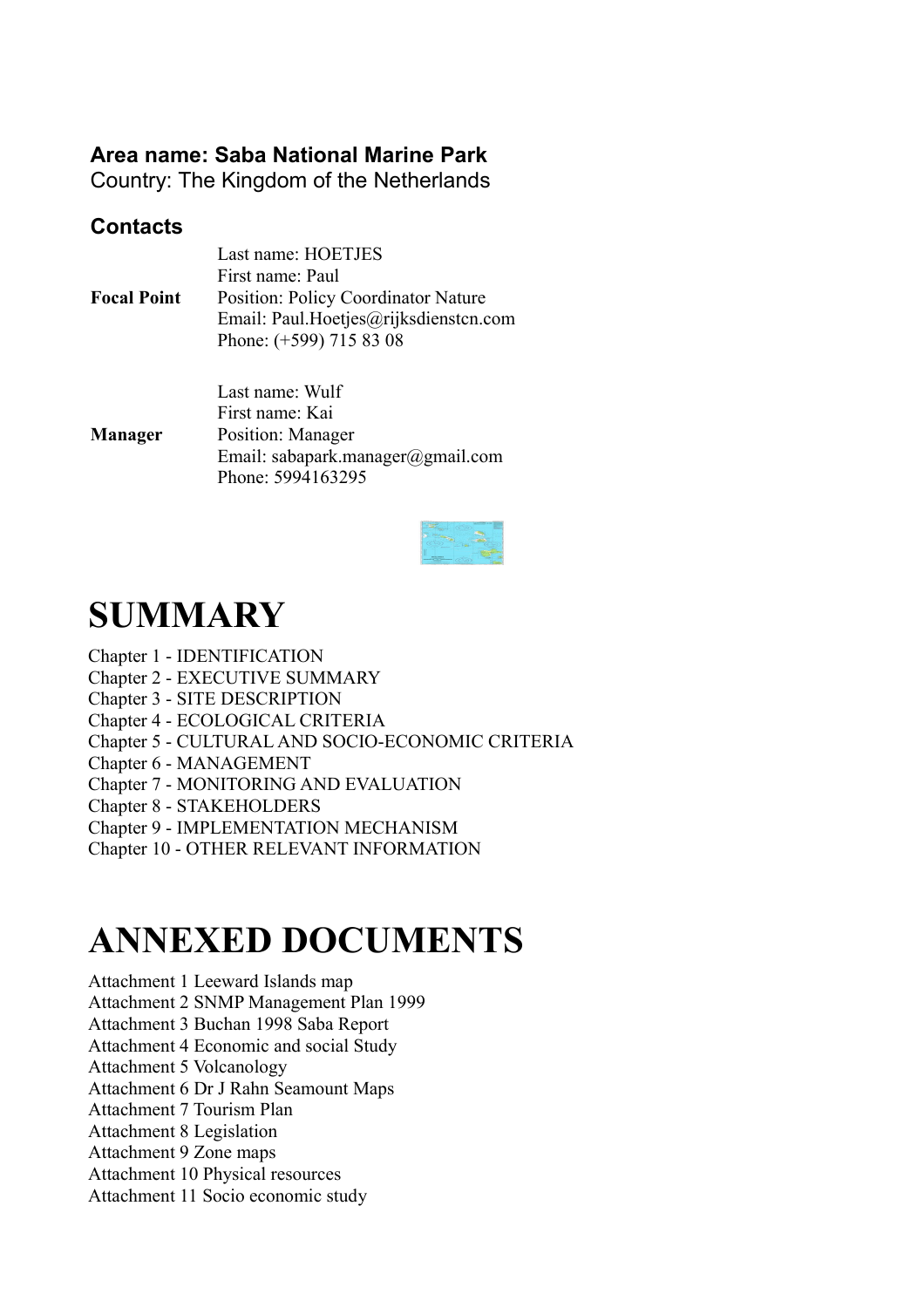**Area name: Saba National Marine Park**
Country: The Kingdom of the Netherlands

## Contacts

| | |
|---|---|
| **Focal Point** | Last name: HOETJES<br>First name: Paul<br>Position: Policy Coordinator Nature<br>Email: Paul.Hoetjes@rijksdienstcn.com<br>Phone: (+599) 715 83 08 |
| **Manager** | Last name: Wulf<br>First name: Kai<br>Position: Manager<br>Email: sabapark.manager@gmail.com<br>Phone: 5994163295 |

# SUMMARY

Chapter 1 - IDENTIFICATION
Chapter 2 - EXECUTIVE SUMMARY
Chapter 3 - SITE DESCRIPTION
Chapter 4 - ECOLOGICAL CRITERIA
Chapter 5 - CULTURAL AND SOCIO-ECONOMIC CRITERIA
Chapter 6 - MANAGEMENT
Chapter 7 - MONITORING AND EVALUATION
Chapter 8 - STAKEHOLDERS
Chapter 9 - IMPLEMENTATION MECHANISM
Chapter 10 - OTHER RELEVANT INFORMATION

# ANNEXED DOCUMENTS

Attachment 1 Leeward Islands map
Attachment 2 SNMP Management Plan 1999
Attachment 3 Buchan 1998 Saba Report
Attachment 4 Economic and social Study
Attachment 5 Volcanology
Attachment 6 Dr J Rahn Seamount Maps
Attachment 7 Tourism Plan
Attachment 8 Legislation
Attachment 9 Zone maps
Attachment 10 Physical resources
Attachment 11 Socio economic study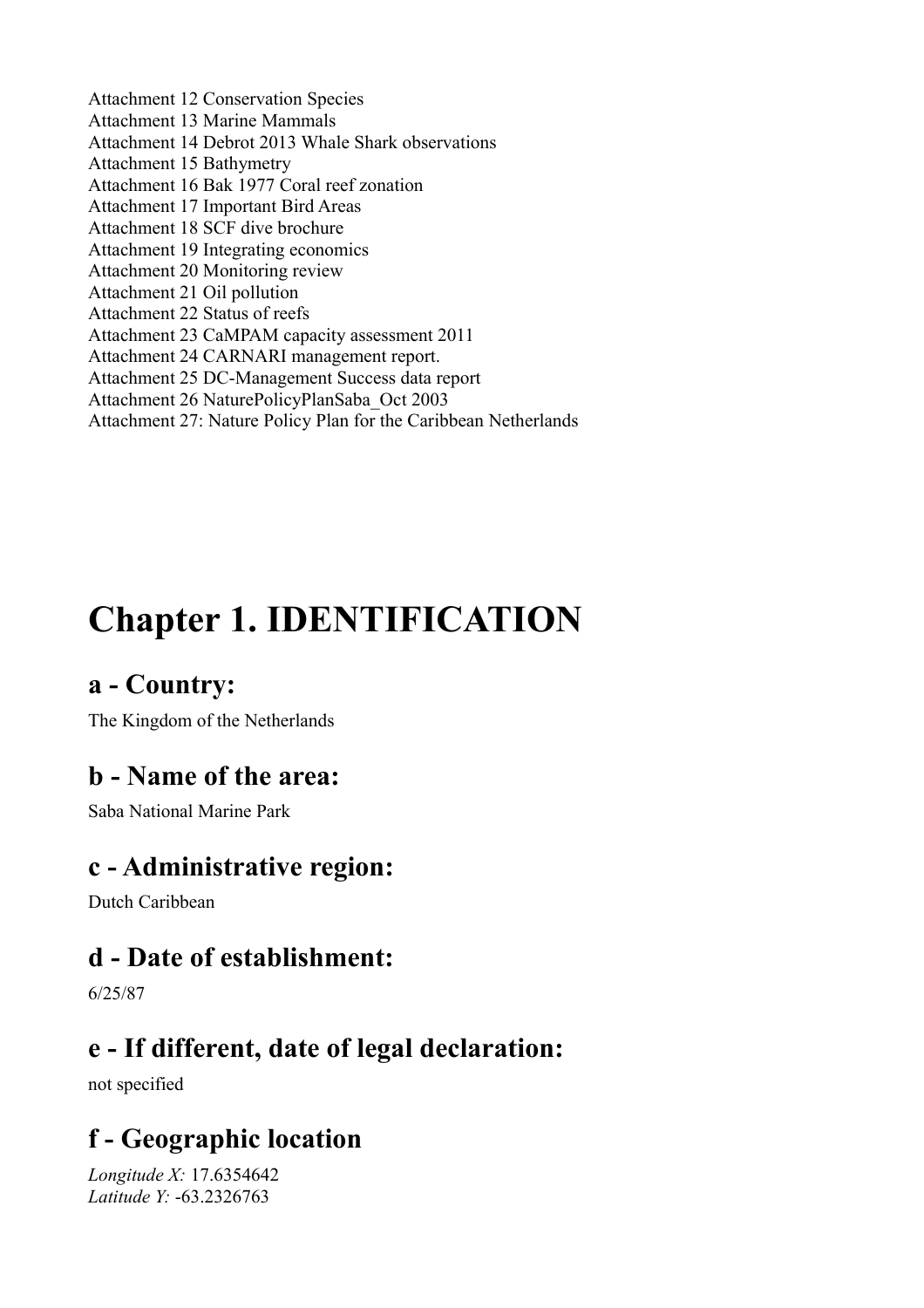Attachment 12 Conservation Species
Attachment 13 Marine Mammals
Attachment 14 Debrot 2013 Whale Shark observations
Attachment 15 Bathymetry
Attachment 16 Bak 1977 Coral reef zonation
Attachment 17 Important Bird Areas
Attachment 18 SCF dive brochure
Attachment 19 Integrating economics
Attachment 20 Monitoring review
Attachment 21 Oil pollution
Attachment 22 Status of reefs
Attachment 23 CaMPAM capacity assessment 2011
Attachment 24 CARNARI management report.
Attachment 25 DC-Management Success data report
Attachment 26 NaturePolicyPlanSaba_Oct 2003
Attachment 27: Nature Policy Plan for the Caribbean Netherlands

# Chapter 1. IDENTIFICATION

## a - Country:

The Kingdom of the Netherlands

## b - Name of the area:

Saba National Marine Park

## c - Administrative region:

Dutch Caribbean

## d - Date of establishment:

6/25/87

## e - If different, date of legal declaration:

not specified

## f - Geographic location

*Longitude X:* 17.6354642
*Latitude Y:* -63.2326763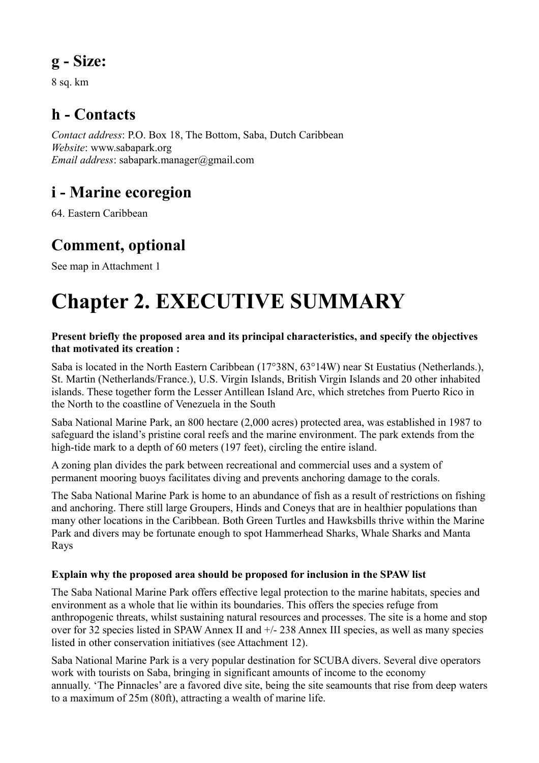## g - Size:

8 sq. km

## h - Contacts

*Contact address*: P.O. Box 18, The Bottom, Saba, Dutch Caribbean
*Website*: www.sabapark.org
*Email address*: sabapark.manager@gmail.com

## i - Marine ecoregion

64. Eastern Caribbean

## Comment, optional

See map in Attachment 1

# Chapter 2. EXECUTIVE SUMMARY

**Present briefly the proposed area and its principal characteristics, and specify the objectives that motivated its creation :**

Saba is located in the North Eastern Caribbean (17°38N, 63°14W) near St Eustatius (Netherlands.), St. Martin (Netherlands/France.), U.S. Virgin Islands, British Virgin Islands and 20 other inhabited islands. These together form the Lesser Antillean Island Arc, which stretches from Puerto Rico in the North to the coastline of Venezuela in the South

Saba National Marine Park, an 800 hectare (2,000 acres) protected area, was established in 1987 to safeguard the island's pristine coral reefs and the marine environment. The park extends from the high-tide mark to a depth of 60 meters (197 feet), circling the entire island.

A zoning plan divides the park between recreational and commercial uses and a system of permanent mooring buoys facilitates diving and prevents anchoring damage to the corals.

The Saba National Marine Park is home to an abundance of fish as a result of restrictions on fishing and anchoring. There still large Groupers, Hinds and Coneys that are in healthier populations than many other locations in the Caribbean. Both Green Turtles and Hawksbills thrive within the Marine Park and divers may be fortunate enough to spot Hammerhead Sharks, Whale Sharks and Manta Rays

**Explain why the proposed area should be proposed for inclusion in the SPAW list**

The Saba National Marine Park offers effective legal protection to the marine habitats, species and environment as a whole that lie within its boundaries. This offers the species refuge from anthropogenic threats, whilst sustaining natural resources and processes. The site is a home and stop over for 32 species listed in SPAW Annex II and +/- 238 Annex III species, as well as many species listed in other conservation initiatives (see Attachment 12).

Saba National Marine Park is a very popular destination for SCUBA divers. Several dive operators work with tourists on Saba, bringing in significant amounts of income to the economy annually. 'The Pinnacles' are a favored dive site, being the site seamounts that rise from deep waters to a maximum of 25m (80ft), attracting a wealth of marine life.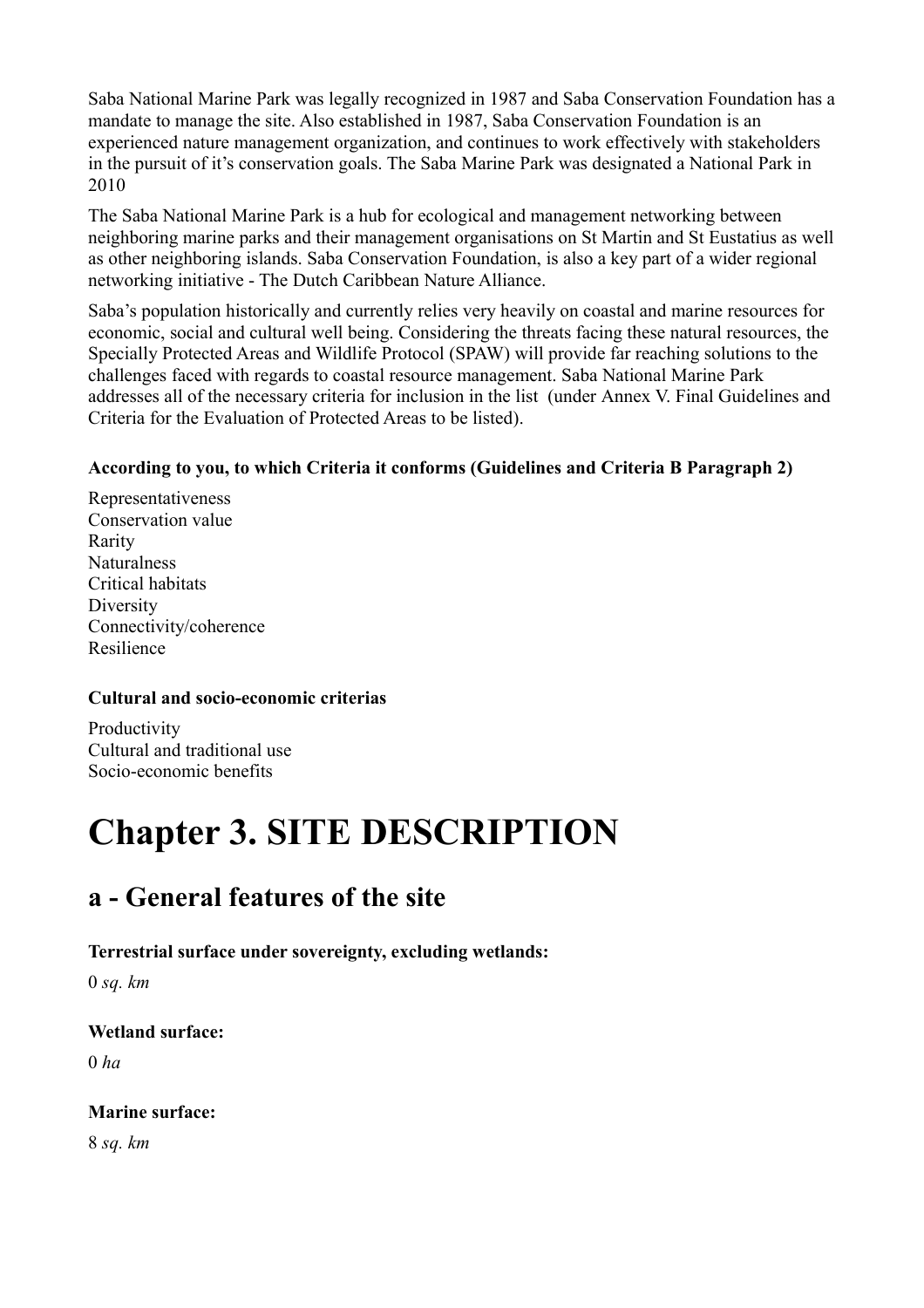Saba National Marine Park was legally recognized in 1987 and Saba Conservation Foundation has a mandate to manage the site. Also established in 1987, Saba Conservation Foundation is an experienced nature management organization, and continues to work effectively with stakeholders in the pursuit of it's conservation goals. The Saba Marine Park was designated a National Park in 2010

The Saba National Marine Park is a hub for ecological and management networking between neighboring marine parks and their management organisations on St Martin and St Eustatius as well as other neighboring islands. Saba Conservation Foundation, is also a key part of a wider regional networking initiative - The Dutch Caribbean Nature Alliance.

Saba's population historically and currently relies very heavily on coastal and marine resources for economic, social and cultural well being. Considering the threats facing these natural resources, the Specially Protected Areas and Wildlife Protocol (SPAW) will provide far reaching solutions to the challenges faced with regards to coastal resource management. Saba National Marine Park addresses all of the necessary criteria for inclusion in the list (under Annex V. Final Guidelines and Criteria for the Evaluation of Protected Areas to be listed).

**According to you, to which Criteria it conforms (Guidelines and Criteria B Paragraph 2)**

Representativeness
Conservation value
Rarity
Naturalness
Critical habitats
Diversity
Connectivity/coherence
Resilience

**Cultural and socio-economic criterias**

Productivity
Cultural and traditional use
Socio-economic benefits

# Chapter 3. SITE DESCRIPTION

## a - General features of the site

**Terrestrial surface under sovereignty, excluding wetlands:**

0 *sq. km*

**Wetland surface:**

0 *ha*

**Marine surface:**

8 *sq. km*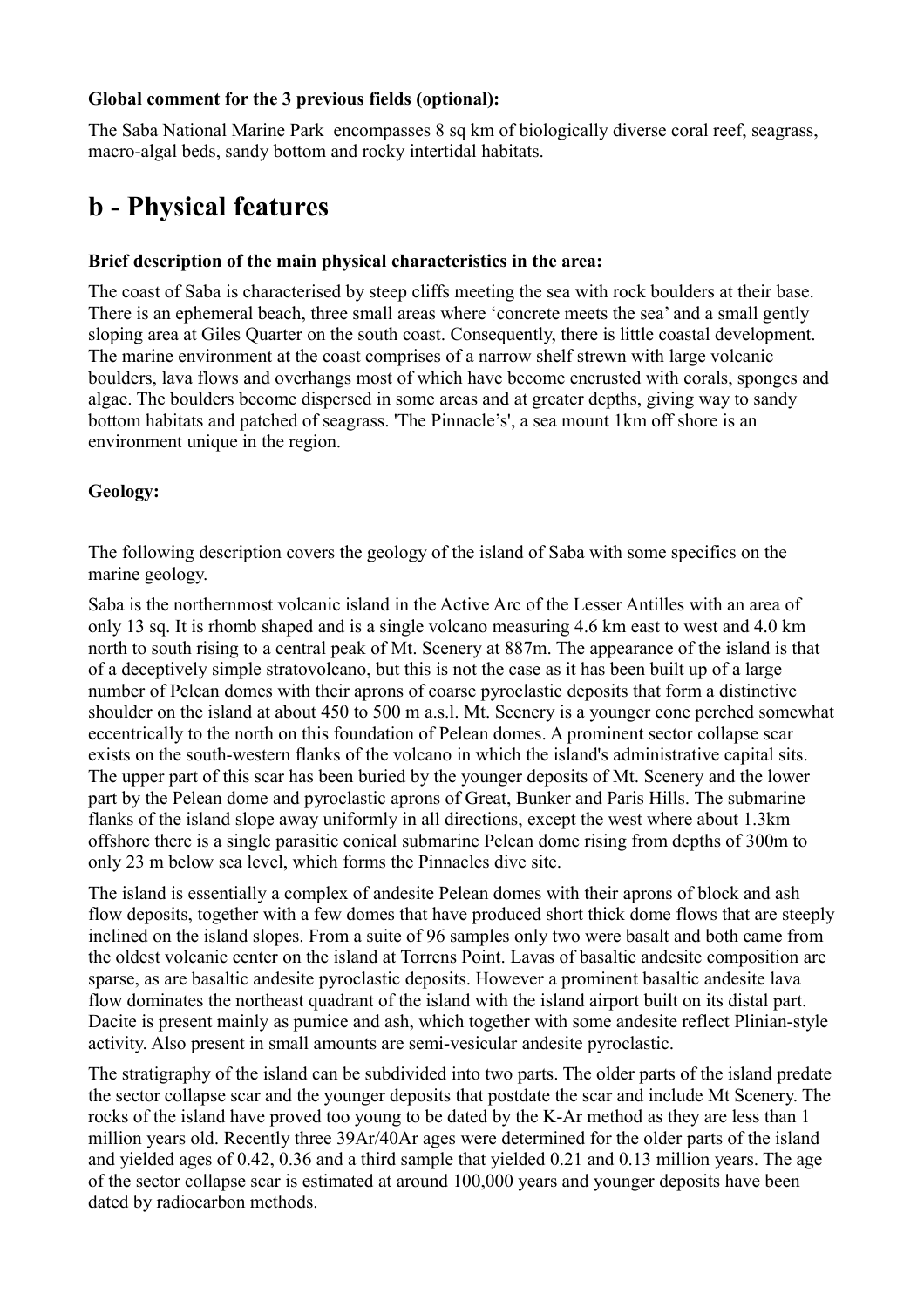**Global comment for the 3 previous fields (optional):**

The Saba National Marine Park encompasses 8 sq km of biologically diverse coral reef, seagrass, macro-algal beds, sandy bottom and rocky intertidal habitats.

# b - Physical features

**Brief description of the main physical characteristics in the area:**

The coast of Saba is characterised by steep cliffs meeting the sea with rock boulders at their base. There is an ephemeral beach, three small areas where 'concrete meets the sea' and a small gently sloping area at Giles Quarter on the south coast. Consequently, there is little coastal development. The marine environment at the coast comprises of a narrow shelf strewn with large volcanic boulders, lava flows and overhangs most of which have become encrusted with corals, sponges and algae. The boulders become dispersed in some areas and at greater depths, giving way to sandy bottom habitats and patched of seagrass. 'The Pinnacle's', a sea mount 1km off shore is an environment unique in the region.

**Geology:**

The following description covers the geology of the island of Saba with some specifics on the marine geology.

Saba is the northernmost volcanic island in the Active Arc of the Lesser Antilles with an area of only 13 sq. It is rhomb shaped and is a single volcano measuring 4.6 km east to west and 4.0 km north to south rising to a central peak of Mt. Scenery at 887m. The appearance of the island is that of a deceptively simple stratovolcano, but this is not the case as it has been built up of a large number of Pelean domes with their aprons of coarse pyroclastic deposits that form a distinctive shoulder on the island at about 450 to 500 m a.s.l. Mt. Scenery is a younger cone perched somewhat eccentrically to the north on this foundation of Pelean domes. A prominent sector collapse scar exists on the south-western flanks of the volcano in which the island's administrative capital sits. The upper part of this scar has been buried by the younger deposits of Mt. Scenery and the lower part by the Pelean dome and pyroclastic aprons of Great, Bunker and Paris Hills. The submarine flanks of the island slope away uniformly in all directions, except the west where about 1.3km offshore there is a single parasitic conical submarine Pelean dome rising from depths of 300m to only 23 m below sea level, which forms the Pinnacles dive site.

The island is essentially a complex of andesite Pelean domes with their aprons of block and ash flow deposits, together with a few domes that have produced short thick dome flows that are steeply inclined on the island slopes. From a suite of 96 samples only two were basalt and both came from the oldest volcanic center on the island at Torrens Point. Lavas of basaltic andesite composition are sparse, as are basaltic andesite pyroclastic deposits. However a prominent basaltic andesite lava flow dominates the northeast quadrant of the island with the island airport built on its distal part. Dacite is present mainly as pumice and ash, which together with some andesite reflect Plinian-style activity. Also present in small amounts are semi-vesicular andesite pyroclastic.

The stratigraphy of the island can be subdivided into two parts. The older parts of the island predate the sector collapse scar and the younger deposits that postdate the scar and include Mt Scenery. The rocks of the island have proved too young to be dated by the K-Ar method as they are less than 1 million years old. Recently three 39Ar/40Ar ages were determined for the older parts of the island and yielded ages of 0.42, 0.36 and a third sample that yielded 0.21 and 0.13 million years. The age of the sector collapse scar is estimated at around 100,000 years and younger deposits have been dated by radiocarbon methods.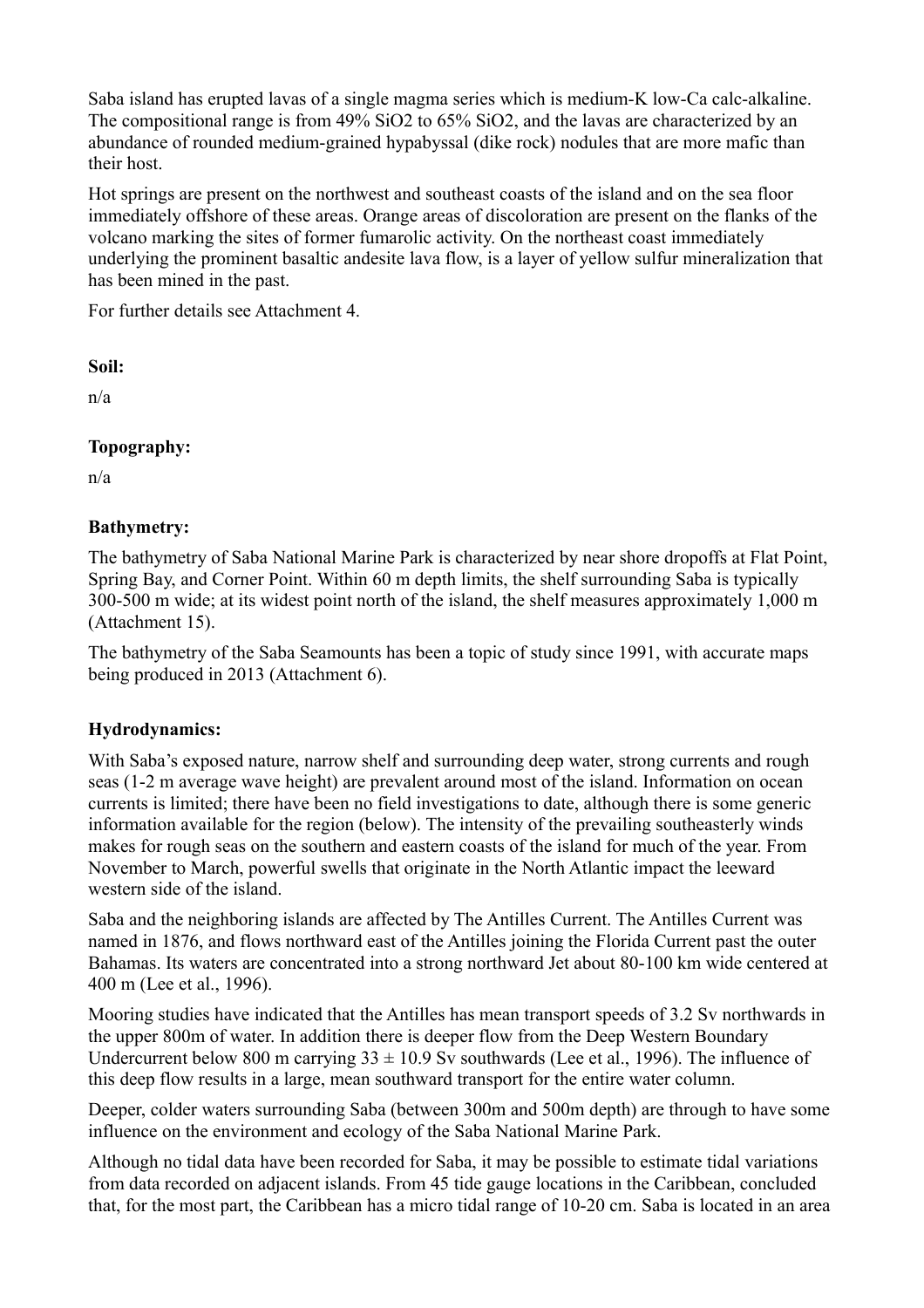Saba island has erupted lavas of a single magma series which is medium-K low-Ca calc-alkaline. The compositional range is from 49% $SiO_2$ to 65% $SiO_2$, and the lavas are characterized by an abundance of rounded medium-grained hypabyssal (dike rock) nodules that are more mafic than their host.

Hot springs are present on the northwest and southeast coasts of the island and on the sea floor immediately offshore of these areas. Orange areas of discoloration are present on the flanks of the volcano marking the sites of former fumarolic activity. On the northeast coast immediately underlying the prominent basaltic andesite lava flow, is a layer of yellow sulfur mineralization that has been mined in the past.

For further details see Attachment 4.

**Soil:**

n/a

**Topography:**

n/a

**Bathymetry:**

The bathymetry of Saba National Marine Park is characterized by near shore dropoffs at Flat Point, Spring Bay, and Corner Point. Within 60 m depth limits, the shelf surrounding Saba is typically 300-500 m wide; at its widest point north of the island, the shelf measures approximately 1,000 m (Attachment 15).

The bathymetry of the Saba Seamounts has been a topic of study since 1991, with accurate maps being produced in 2013 (Attachment 6).

**Hydrodynamics:**

With Saba's exposed nature, narrow shelf and surrounding deep water, strong currents and rough seas (1-2 m average wave height) are prevalent around most of the island. Information on ocean currents is limited; there have been no field investigations to date, although there is some generic information available for the region (below). The intensity of the prevailing southeasterly winds makes for rough seas on the southern and eastern coasts of the island for much of the year. From November to March, powerful swells that originate in the North Atlantic impact the leeward western side of the island.

Saba and the neighboring islands are affected by The Antilles Current. The Antilles Current was named in 1876, and flows northward east of the Antilles joining the Florida Current past the outer Bahamas. Its waters are concentrated into a strong northward Jet about 80-100 km wide centered at 400 m (Lee et al., 1996).

Mooring studies have indicated that the Antilles has mean transport speeds of 3.2 Sv northwards in the upper 800m of water. In addition there is deeper flow from the Deep Western Boundary Undercurrent below 800 m carrying $33 \pm 10.9$ Sv southwards (Lee et al., 1996). The influence of this deep flow results in a large, mean southward transport for the entire water column.

Deeper, colder waters surrounding Saba (between 300m and 500m depth) are through to have some influence on the environment and ecology of the Saba National Marine Park.

Although no tidal data have been recorded for Saba, it may be possible to estimate tidal variations from data recorded on adjacent islands. From 45 tide gauge locations in the Caribbean, concluded that, for the most part, the Caribbean has a micro tidal range of 10-20 cm. Saba is located in an area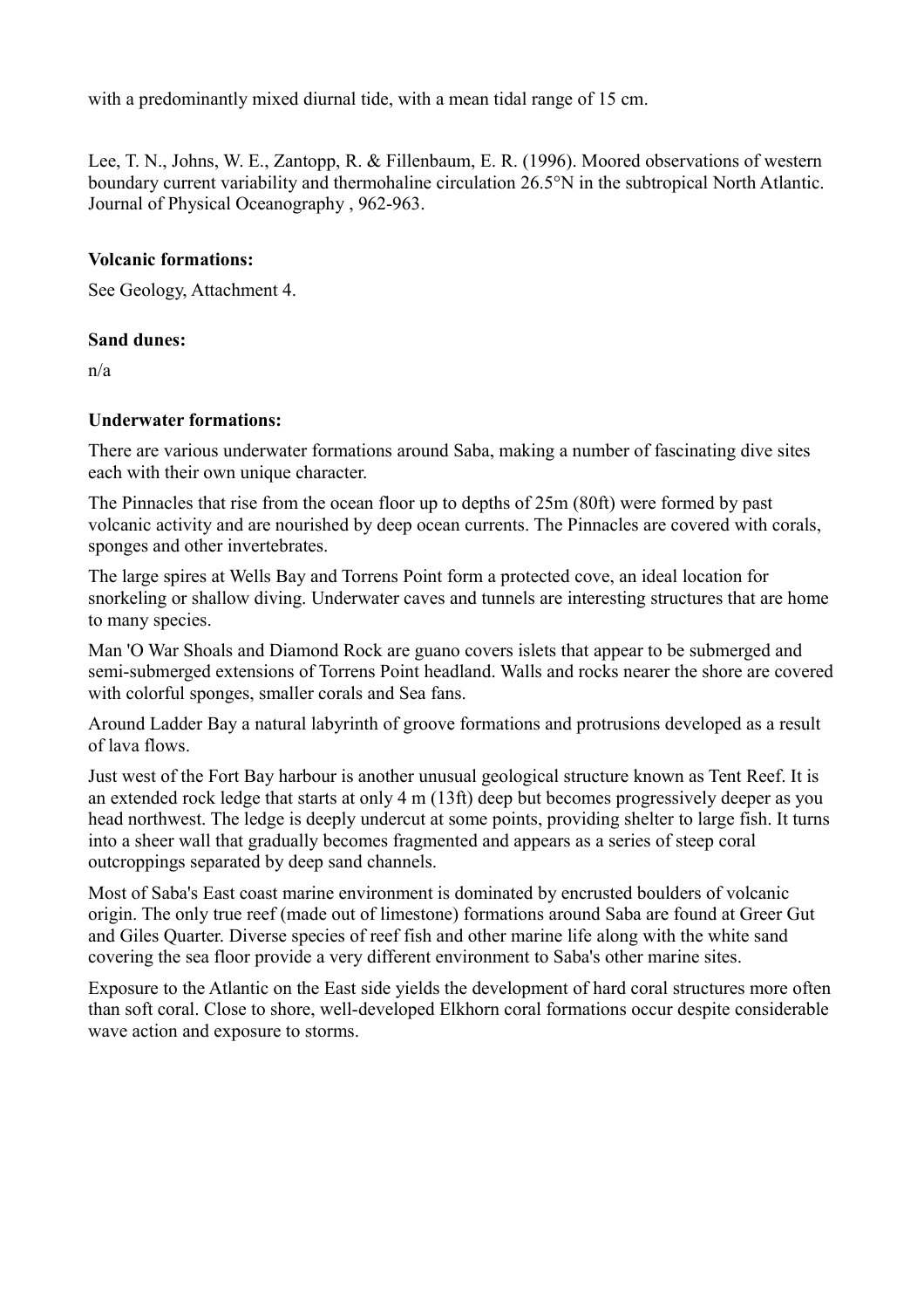with a predominantly mixed diurnal tide, with a mean tidal range of 15 cm.

Lee, T. N., Johns, W. E., Zantopp, R. & Fillenbaum, E. R. (1996). Moored observations of western boundary current variability and thermohaline circulation 26.5°N in the subtropical North Atlantic. Journal of Physical Oceanography , 962-963.

**Volcanic formations:**

See Geology, Attachment 4.

**Sand dunes:**

n/a

**Underwater formations:**

There are various underwater formations around Saba, making a number of fascinating dive sites each with their own unique character.

The Pinnacles that rise from the ocean floor up to depths of 25m (80ft) were formed by past volcanic activity and are nourished by deep ocean currents. The Pinnacles are covered with corals, sponges and other invertebrates.

The large spires at Wells Bay and Torrens Point form a protected cove, an ideal location for snorkeling or shallow diving. Underwater caves and tunnels are interesting structures that are home to many species.

Man 'O War Shoals and Diamond Rock are guano covers islets that appear to be submerged and semi-submerged extensions of Torrens Point headland. Walls and rocks nearer the shore are covered with colorful sponges, smaller corals and Sea fans.

Around Ladder Bay a natural labyrinth of groove formations and protrusions developed as a result of lava flows.

Just west of the Fort Bay harbour is another unusual geological structure known as Tent Reef. It is an extended rock ledge that starts at only 4 m (13ft) deep but becomes progressively deeper as you head northwest. The ledge is deeply undercut at some points, providing shelter to large fish. It turns into a sheer wall that gradually becomes fragmented and appears as a series of steep coral outcroppings separated by deep sand channels.

Most of Saba's East coast marine environment is dominated by encrusted boulders of volcanic origin. The only true reef (made out of limestone) formations around Saba are found at Greer Gut and Giles Quarter. Diverse species of reef fish and other marine life along with the white sand covering the sea floor provide a very different environment to Saba's other marine sites.

Exposure to the Atlantic on the East side yields the development of hard coral structures more often than soft coral. Close to shore, well-developed Elkhorn coral formations occur despite considerable wave action and exposure to storms.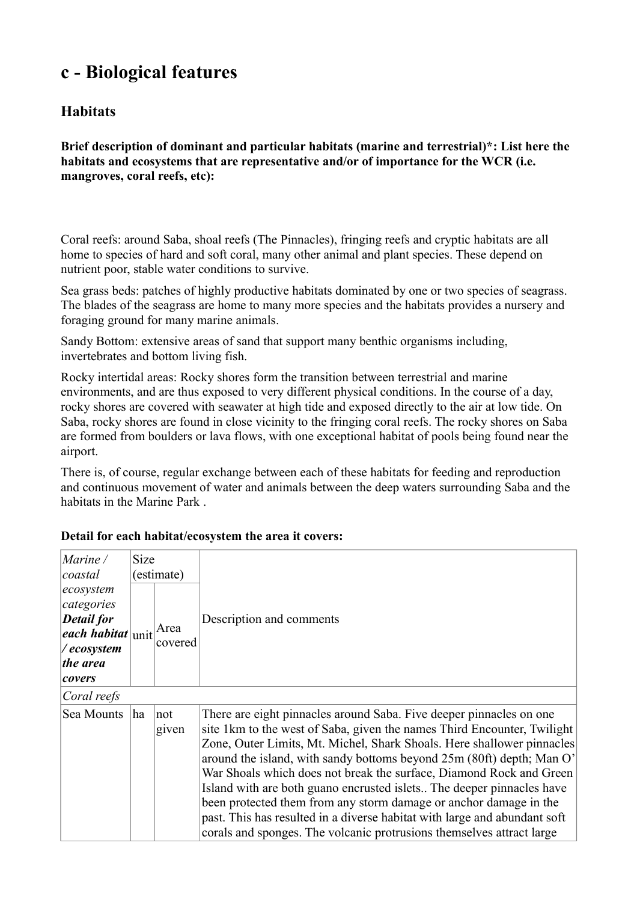# c - Biological features

## Habitats

**Brief description of dominant and particular habitats (marine and terrestrial)\*: List here the habitats and ecosystems that are representative and/or of importance for the WCR (i.e. mangroves, coral reefs, etc):**

Coral reefs: around Saba, shoal reefs (The Pinnacles), fringing reefs and cryptic habitats are all home to species of hard and soft coral, many other animal and plant species. These depend on nutrient poor, stable water conditions to survive.

Sea grass beds: patches of highly productive habitats dominated by one or two species of seagrass. The blades of the seagrass are home to many more species and the habitats provides a nursery and foraging ground for many marine animals.

Sandy Bottom: extensive areas of sand that support many benthic organisms including, invertebrates and bottom living fish.

Rocky intertidal areas: Rocky shores form the transition between terrestrial and marine environments, and are thus exposed to very different physical conditions. In the course of a day, rocky shores are covered with seawater at high tide and exposed directly to the air at low tide. On Saba, rocky shores are found in close vicinity to the fringing coral reefs. The rocky shores on Saba are formed from boulders or lava flows, with one exceptional habitat of pools being found near the airport.

There is, of course, regular exchange between each of these habitats for feeding and reproduction and continuous movement of water and animals between the deep waters surrounding Saba and the habitats in the Marine Park .

**Detail for each habitat/ecosystem the area it covers:**

| *Marine / coastal ecosystem categories* ***Detail for each habitat / ecosystem the area covers*** | Size (estimate) | | Description and comments |
|---|---|---|---|
| | unit | Area covered | |
| *Coral reefs* | | | |
| Sea Mounts | ha | not given | There are eight pinnacles around Saba. Five deeper pinnacles on one site 1km to the west of Saba, given the names Third Encounter, Twilight Zone, Outer Limits, Mt. Michel, Shark Shoals. Here shallower pinnacles around the island, with sandy bottoms beyond 25m (80ft) depth; Man O' War Shoals which does not break the surface, Diamond Rock and Green Island with are both guano encrusted islets.. The deeper pinnacles have been protected them from any storm damage or anchor damage in the past. This has resulted in a diverse habitat with large and abundant soft corals and sponges. The volcanic protrusions themselves attract large |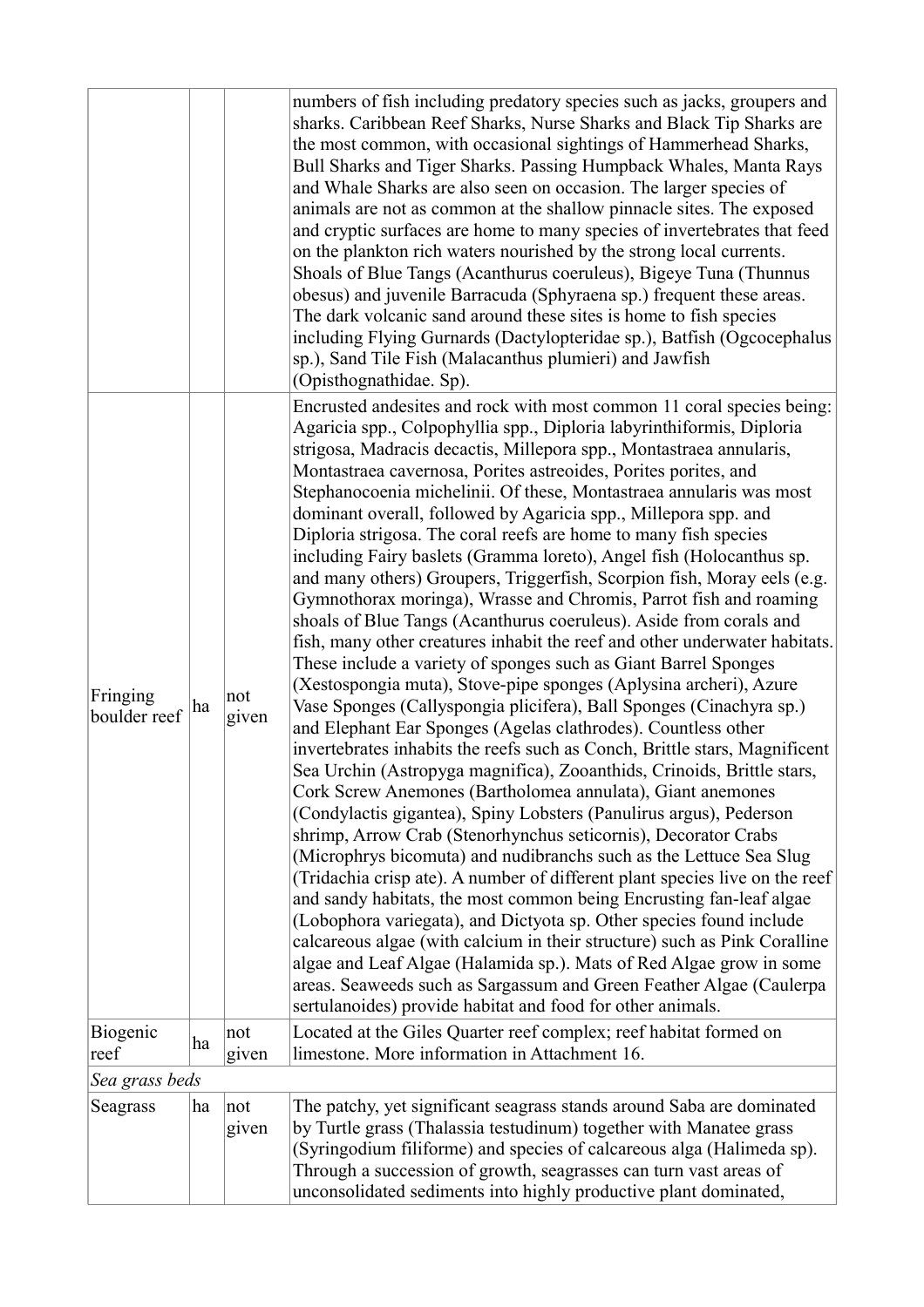| | | | |
|---|---|---|---|
| | | | numbers of fish including predatory species such as jacks, groupers and sharks. Caribbean Reef Sharks, Nurse Sharks and Black Tip Sharks are the most common, with occasional sightings of Hammerhead Sharks, Bull Sharks and Tiger Sharks. Passing Humpback Whales, Manta Rays and Whale Sharks are also seen on occasion. The larger species of animals are not as common at the shallow pinnacle sites. The exposed and cryptic surfaces are home to many species of invertebrates that feed on the plankton rich waters nourished by the strong local currents. Shoals of Blue Tangs (Acanthurus coeruleus), Bigeye Tuna (Thunnus obesus) and juvenile Barracuda (Sphyraena sp.) frequent these areas. The dark volcanic sand around these sites is home to fish species including Flying Gurnards (Dactylopteridae sp.), Batfish (Ogcocephalus sp.), Sand Tile Fish (Malacanthus plumieri) and Jawfish (Opisthognathidae. Sp). |
| Fringing boulder reef | ha | not given | Encrusted andesites and rock with most common 11 coral species being: Agaricia spp., Colpophyllia spp., Diploria labyrinthiformis, Diploria strigosa, Madracis decactis, Millepora spp., Montastraea annularis, Montastraea cavernosa, Porites astreoides, Porites porites, and Stephanocoenia michelinii. Of these, Montastraea annularis was most dominant overall, followed by Agaricia spp., Millepora spp. and Diploria strigosa. The coral reefs are home to many fish species including Fairy baslets (Gramma loreto), Angel fish (Holocanthus sp. and many others) Groupers, Triggerfish, Scorpion fish, Moray eels (e.g. Gymnothorax moringa), Wrasse and Chromis, Parrot fish and roaming shoals of Blue Tangs (Acanthurus coeruleus). Aside from corals and fish, many other creatures inhabit the reef and other underwater habitats. These include a variety of sponges such as Giant Barrel Sponges (Xestospongia muta), Stove-pipe sponges (Aplysina archeri), Azure Vase Sponges (Callyspongia plicifera), Ball Sponges (Cinachyra sp.) and Elephant Ear Sponges (Agelas clathrodes). Countless other invertebrates inhabits the reefs such as Conch, Brittle stars, Magnificent Sea Urchin (Astropyga magnifica), Zooanthids, Crinoids, Brittle stars, Cork Screw Anemones (Bartholomea annulata), Giant anemones (Condylactis gigantea), Spiny Lobsters (Panulirus argus), Pederson shrimp, Arrow Crab (Stenorhynchus seticornis), Decorator Crabs (Microphrys bicomuta) and nudibranchs such as the Lettuce Sea Slug (Tridachia crisp ate). A number of different plant species live on the reef and sandy habitats, the most common being Encrusting fan-leaf algae (Lobophora variegata), and Dictyota sp. Other species found include calcareous algae (with calcium in their structure) such as Pink Coralline algae and Leaf Algae (Halamida sp.). Mats of Red Algae grow in some areas. Seaweeds such as Sargassum and Green Feather Algae (Caulerpa sertulanoides) provide habitat and food for other animals. |
| Biogenic reef | ha | not given | Located at the Giles Quarter reef complex; reef habitat formed on limestone. More information in Attachment 16. |
| *Sea grass beds* | | | |
| Seagrass | ha | not given | The patchy, yet significant seagrass stands around Saba are dominated by Turtle grass (Thalassia testudinum) together with Manatee grass (Syringodium filiforme) and species of calcareous alga (Halimeda sp). Through a succession of growth, seagrasses can turn vast areas of unconsolidated sediments into highly productive plant dominated, |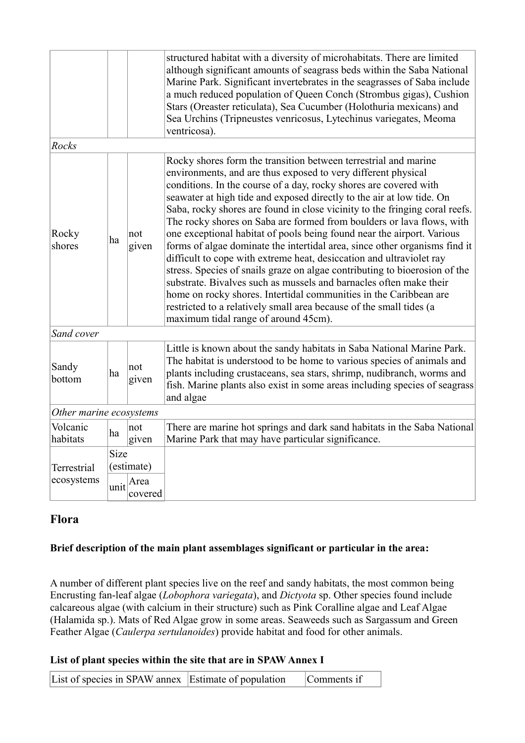| | | | |
|---|---|---|---|
| | | | structured habitat with a diversity of microhabitats. There are limited although significant amounts of seagrass beds within the Saba National Marine Park. Significant invertebrates in the seagrasses of Saba include a much reduced population of Queen Conch (Strombus gigas), Cushion Stars (Oreaster reticulata), Sea Cucumber (Holothuria mexicans) and Sea Urchins (Tripneustes venricosus, Lytechinus variegates, Meoma ventricosa). |
| *Rocks* | | | |
| Rocky shores | ha | not given | Rocky shores form the transition between terrestrial and marine environments, and are thus exposed to very different physical conditions. In the course of a day, rocky shores are covered with seawater at high tide and exposed directly to the air at low tide. On Saba, rocky shores are found in close vicinity to the fringing coral reefs. The rocky shores on Saba are formed from boulders or lava flows, with one exceptional habitat of pools being found near the airport. Various forms of algae dominate the intertidal area, since other organisms find it difficult to cope with extreme heat, desiccation and ultraviolet ray stress. Species of snails graze on algae contributing to bioerosion of the substrate. Bivalves such as mussels and barnacles often make their home on rocky shores. Intertidal communities in the Caribbean are restricted to a relatively small area because of the small tides (a maximum tidal range of around 45cm). |
| *Sand cover* | | | |
| Sandy bottom | ha | not given | Little is known about the sandy habitats in Saba National Marine Park. The habitat is understood to be home to various species of animals and plants including crustaceans, sea stars, shrimp, nudibranch, worms and fish. Marine plants also exist in some areas including species of seagrass and algae |
| *Other marine ecosystems* | | | |
| Volcanic habitats | ha | not given | There are marine hot springs and dark sand habitats in the Saba National Marine Park that may have particular significance. |
| Terrestrial ecosystems | Size (estimate) | | |
| | unit | Area covered | |

## Flora

### Brief description of the main plant assemblages significant or particular in the area:

A number of different plant species live on the reef and sandy habitats, the most common being Encrusting fan-leaf algae (*Lobophora variegata*), and *Dictyota* sp. Other species found include calcareous algae (with calcium in their structure) such as Pink Coralline algae and Leaf Algae (Halamida sp.). Mats of Red Algae grow in some areas. Seaweeds such as Sargassum and Green Feather Algae (*Caulerpa sertulanoides*) provide habitat and food for other animals.

### List of plant species within the site that are in SPAW Annex I

| List of species in SPAW annex | Estimate of population | Comments if |
|---|---|---|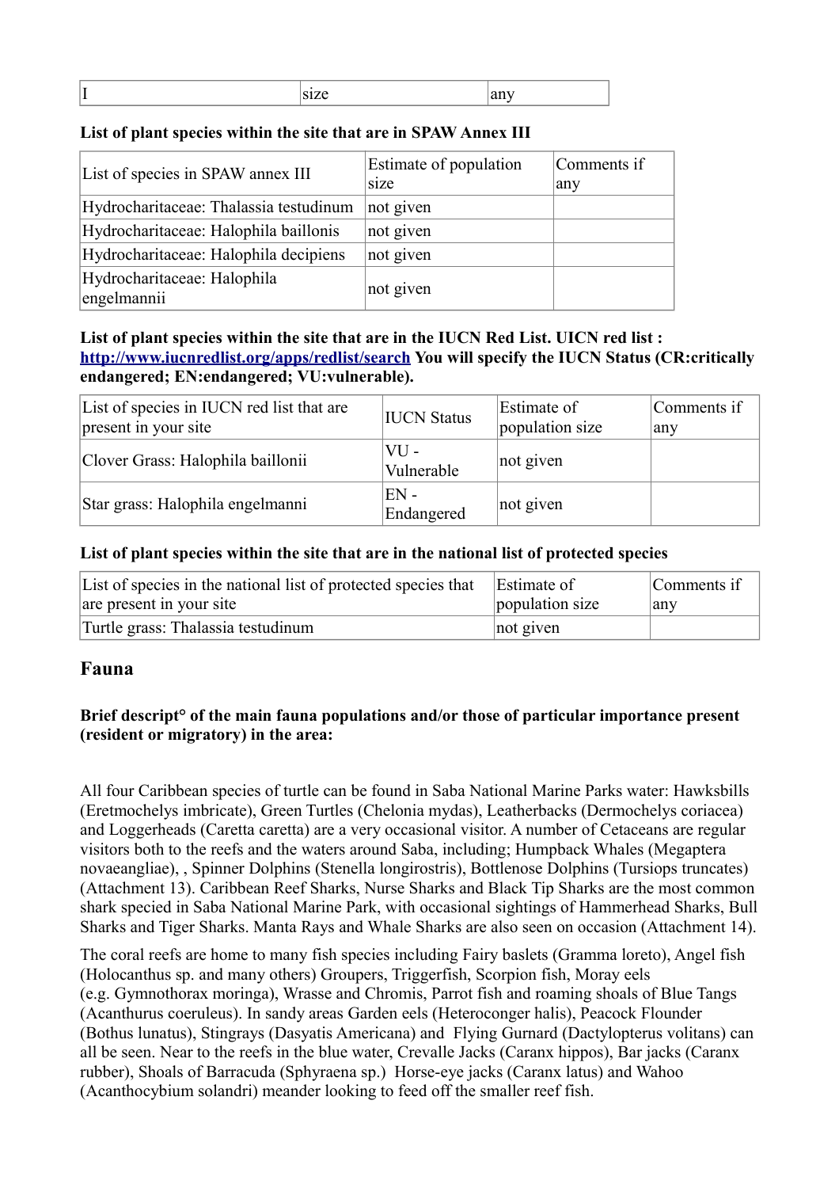| I | size | any |
|---|---|---|

**List of plant species within the site that are in SPAW Annex III**

| List of species in SPAW annex III | Estimate of population size | Comments if any |
|---|---|---|
| Hydrocharitaceae: Thalassia testudinum | not given | |
| Hydrocharitaceae: Halophila baillonis | not given | |
| Hydrocharitaceae: Halophila decipiens | not given | |
| Hydrocharitaceae: Halophila engelmannii | not given | |

**List of plant species within the site that are in the IUCN Red List. UICN red list : [http://www.iucnredlist.org/apps/redlist/search](http://www.iucnredlist.org/apps/redlist/search) You will specify the IUCN Status (CR:critically endangered; EN:endangered; VU:vulnerable).**

| List of species in IUCN red list that are present in your site | IUCN Status | Estimate of population size | Comments if any |
|---|---|---|---|
| Clover Grass: Halophila baillonii | VU - Vulnerable | not given | |
| Star grass: Halophila engelmanni | EN - Endangered | not given | |

**List of plant species within the site that are in the national list of protected species**

| List of species in the national list of protected species that are present in your site | Estimate of population size | Comments if any |
|---|---|---|
| Turtle grass: Thalassia testudinum | not given | |

## Fauna

**Brief descript° of the main fauna populations and/or those of particular importance present (resident or migratory) in the area:**

All four Caribbean species of turtle can be found in Saba National Marine Parks water: Hawksbills (Eretmochelys imbricate), Green Turtles (Chelonia mydas), Leatherbacks (Dermochelys coriacea) and Loggerheads (Caretta caretta) are a very occasional visitor. A number of Cetaceans are regular visitors both to the reefs and the waters around Saba, including; Humpback Whales (Megaptera novaeangliae), , Spinner Dolphins (Stenella longirostris), Bottlenose Dolphins (Tursiops truncates) (Attachment 13). Caribbean Reef Sharks, Nurse Sharks and Black Tip Sharks are the most common shark specied in Saba National Marine Park, with occasional sightings of Hammerhead Sharks, Bull Sharks and Tiger Sharks. Manta Rays and Whale Sharks are also seen on occasion (Attachment 14).

The coral reefs are home to many fish species including Fairy baslets (Gramma loreto), Angel fish (Holocanthus sp. and many others) Groupers, Triggerfish, Scorpion fish, Moray eels (e.g. Gymnothorax moringa), Wrasse and Chromis, Parrot fish and roaming shoals of Blue Tangs (Acanthurus coeruleus). In sandy areas Garden eels (Heteroconger halis), Peacock Flounder (Bothus lunatus), Stingrays (Dasyatis Americana) and Flying Gurnard (Dactylopterus volitans) can all be seen. Near to the reefs in the blue water, Crevalle Jacks (Caranx hippos), Bar jacks (Caranx rubber), Shoals of Barracuda (Sphyraena sp.) Horse-eye jacks (Caranx latus) and Wahoo (Acanthocybium solandri) meander looking to feed off the smaller reef fish.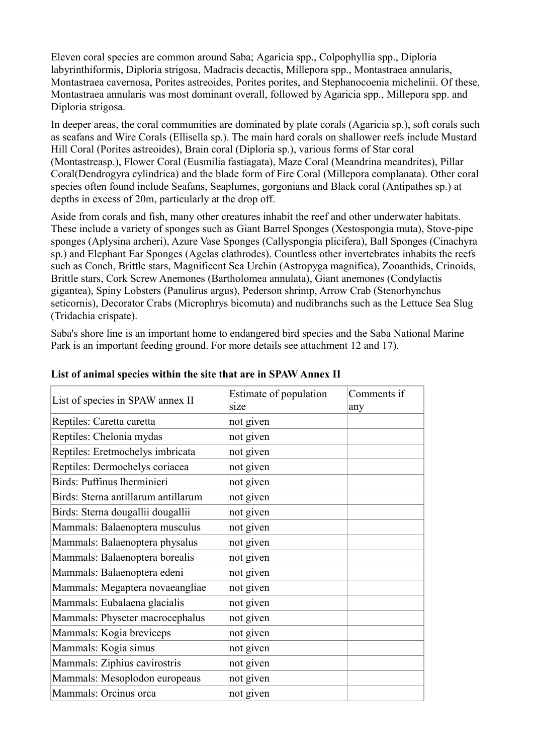Eleven coral species are common around Saba; Agaricia spp., Colpophyllia spp., Diploria labyrinthiformis, Diploria strigosa, Madracis decactis, Millepora spp., Montastraea annularis, Montastraea cavernosa, Porites astreoides, Porites porites, and Stephanocoenia michelinii. Of these, Montastraea annularis was most dominant overall, followed by Agaricia spp., Millepora spp. and Diploria strigosa.

In deeper areas, the coral communities are dominated by plate corals (Agaricia sp.), soft corals such as seafans and Wire Corals (Ellisella sp.). The main hard corals on shallower reefs include Mustard Hill Coral (Porites astreoides), Brain coral (Diploria sp.), various forms of Star coral (Montastreasp.), Flower Coral (Eusmilia fastiagata), Maze Coral (Meandrina meandrites), Pillar Coral(Dendrogyra cylindrica) and the blade form of Fire Coral (Millepora complanata). Other coral species often found include Seafans, Seaplumes, gorgonians and Black coral (Antipathes sp.) at depths in excess of 20m, particularly at the drop off.

Aside from corals and fish, many other creatures inhabit the reef and other underwater habitats. These include a variety of sponges such as Giant Barrel Sponges (Xestospongia muta), Stove-pipe sponges (Aplysina archeri), Azure Vase Sponges (Callyspongia plicifera), Ball Sponges (Cinachyra sp.) and Elephant Ear Sponges (Agelas clathrodes). Countless other invertebrates inhabits the reefs such as Conch, Brittle stars, Magnificent Sea Urchin (Astropyga magnifica), Zooanthids, Crinoids, Brittle stars, Cork Screw Anemones (Bartholomea annulata), Giant anemones (Condylactis gigantea), Spiny Lobsters (Panulirus argus), Pederson shrimp, Arrow Crab (Stenorhynchus seticornis), Decorator Crabs (Microphrys bicomuta) and nudibranchs such as the Lettuce Sea Slug (Tridachia crispate).

Saba's shore line is an important home to endangered bird species and the Saba National Marine Park is an important feeding ground. For more details see attachment 12 and 17).

**List of animal species within the site that are in SPAW Annex II**

| List of species in SPAW annex II | Estimate of population size | Comments if any |
|---|---|---|
| Reptiles: Caretta caretta | not given | |
| Reptiles: Chelonia mydas | not given | |
| Reptiles: Eretmochelys imbricata | not given | |
| Reptiles: Dermochelys coriacea | not given | |
| Birds: Puffinus lherminieri | not given | |
| Birds: Sterna antillarum antillarum | not given | |
| Birds: Sterna dougallii dougallii | not given | |
| Mammals: Balaenoptera musculus | not given | |
| Mammals: Balaenoptera physalus | not given | |
| Mammals: Balaenoptera borealis | not given | |
| Mammals: Balaenoptera edeni | not given | |
| Mammals: Megaptera novaeangliae | not given | |
| Mammals: Eubalaena glacialis | not given | |
| Mammals: Physeter macrocephalus | not given | |
| Mammals: Kogia breviceps | not given | |
| Mammals: Kogia simus | not given | |
| Mammals: Ziphius cavirostris | not given | |
| Mammals: Mesoplodon europeaus | not given | |
| Mammals: Orcinus orca | not given | |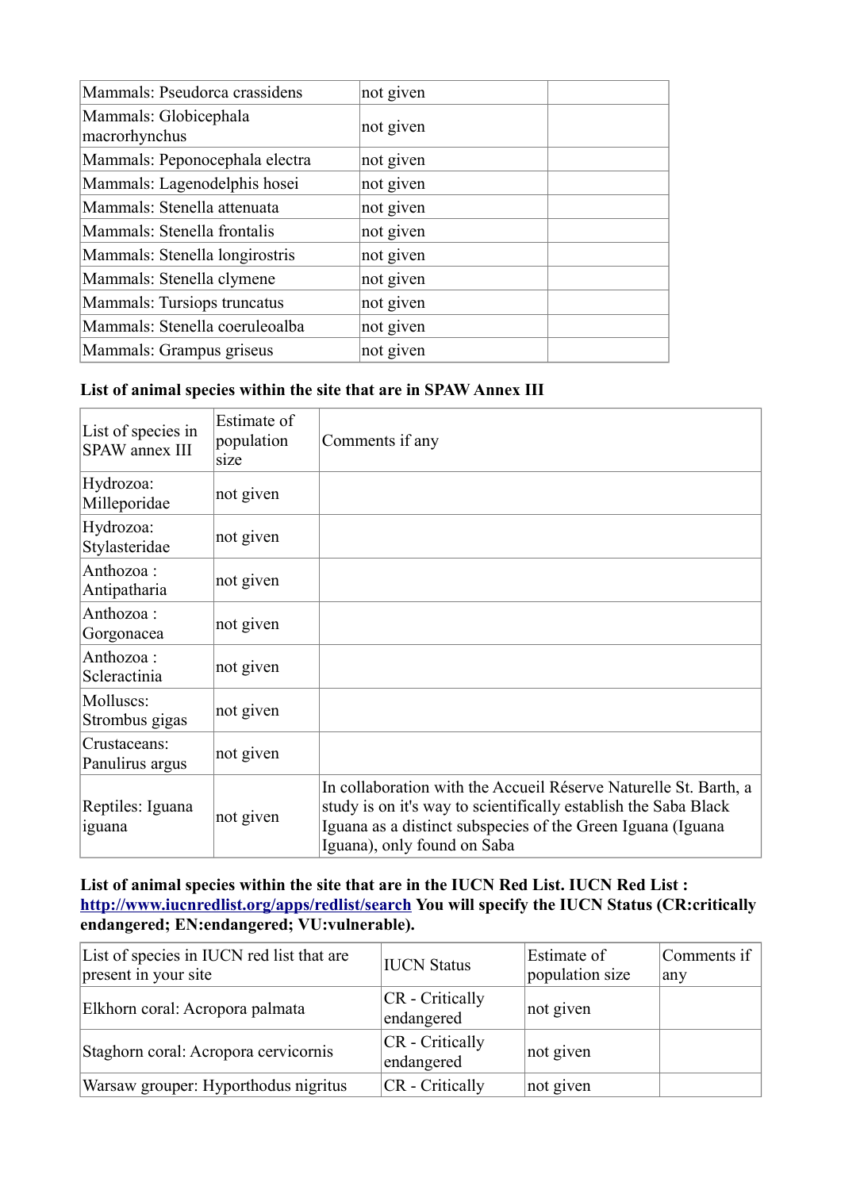| | | |
|---|---|---|
| Mammals: Pseudorca crassidens | not given | |
| Mammals: Globicephala macrorhynchus | not given | |
| Mammals: Peponocephala electra | not given | |
| Mammals: Lagenodelphis hosei | not given | |
| Mammals: Stenella attenuata | not given | |
| Mammals: Stenella frontalis | not given | |
| Mammals: Stenella longirostris | not given | |
| Mammals: Stenella clymene | not given | |
| Mammals: Tursiops truncatus | not given | |
| Mammals: Stenella coeruleoalba | not given | |
| Mammals: Grampus griseus | not given | |

**List of animal species within the site that are in SPAW Annex III**

| List of species in SPAW annex III | Estimate of population size | Comments if any |
|---|---|---|
| Hydrozoa: Milleporidae | not given | |
| Hydrozoa: Stylasteridae | not given | |
| Anthozoa : Antipatharia | not given | |
| Anthozoa : Gorgonacea | not given | |
| Anthozoa : Scleractinia | not given | |
| Molluscs: Strombus gigas | not given | |
| Crustaceans: Panulirus argus | not given | |
| Reptiles: Iguana iguana | not given | In collaboration with the Accueil Réserve Naturelle St. Barth, a study is on it's way to scientifically establish the Saba Black Iguana as a distinct subspecies of the Green Iguana (Iguana Iguana), only found on Saba |

**List of animal species within the site that are in the IUCN Red List. IUCN Red List : [http://www.iucnredlist.org/apps/redlist/search](http://www.iucnredlist.org/apps/redlist/search) You will specify the IUCN Status (CR:critically endangered; EN:endangered; VU:vulnerable).**

| List of species in IUCN red list that are present in your site | IUCN Status | Estimate of population size | Comments if any |
|---|---|---|---|
| Elkhorn coral: Acropora palmata | CR - Critically endangered | not given | |
| Staghorn coral: Acropora cervicornis | CR - Critically endangered | not given | |
| Warsaw grouper: Hyporthodus nigritus | CR - Critically | not given | |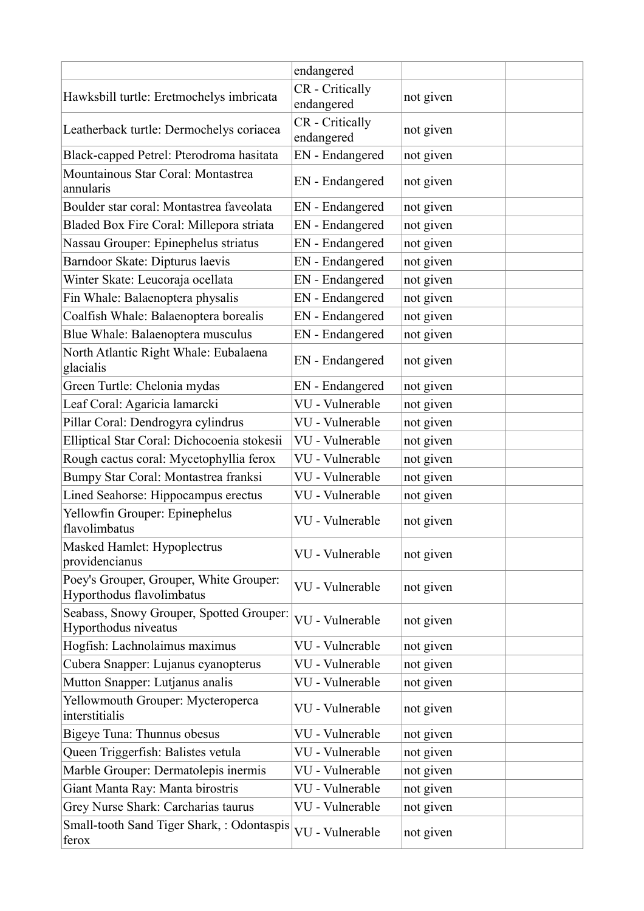| | endangered | | |
|---|---|---|---|
| Hawksbill turtle: Eretmochelys imbricata | CR - Critically endangered | not given | |
| Leatherback turtle: Dermochelys coriacea | CR - Critically endangered | not given | |
| Black-capped Petrel: Pterodroma hasitata | EN - Endangered | not given | |
| Mountainous Star Coral: Montastrea annularis | EN - Endangered | not given | |
| Boulder star coral: Montastrea faveolata | EN - Endangered | not given | |
| Bladed Box Fire Coral: Millepora striata | EN - Endangered | not given | |
| Nassau Grouper: Epinephelus striatus | EN - Endangered | not given | |
| Barndoor Skate: Dipturus laevis | EN - Endangered | not given | |
| Winter Skate: Leucoraja ocellata | EN - Endangered | not given | |
| Fin Whale: Balaenoptera physalis | EN - Endangered | not given | |
| Coalfish Whale: Balaenoptera borealis | EN - Endangered | not given | |
| Blue Whale: Balaenoptera musculus | EN - Endangered | not given | |
| North Atlantic Right Whale: Eubalaena glacialis | EN - Endangered | not given | |
| Green Turtle: Chelonia mydas | EN - Endangered | not given | |
| Leaf Coral: Agaricia lamarcki | VU - Vulnerable | not given | |
| Pillar Coral: Dendrogyra cylindrus | VU - Vulnerable | not given | |
| Elliptical Star Coral: Dichocoenia stokesii | VU - Vulnerable | not given | |
| Rough cactus coral: Mycetophyllia ferox | VU - Vulnerable | not given | |
| Bumpy Star Coral: Montastrea franksi | VU - Vulnerable | not given | |
| Lined Seahorse: Hippocampus erectus | VU - Vulnerable | not given | |
| Yellowfin Grouper: Epinephelus flavolimbatus | VU - Vulnerable | not given | |
| Masked Hamlet: Hypoplectrus providencianus | VU - Vulnerable | not given | |
| Poey's Grouper, Grouper, White Grouper: Hyporthodus flavolimbatus | VU - Vulnerable | not given | |
| Seabass, Snowy Grouper, Spotted Grouper: Hyporthodus niveatus | VU - Vulnerable | not given | |
| Hogfish: Lachnolaimus maximus | VU - Vulnerable | not given | |
| Cubera Snapper: Lujanus cyanopterus | VU - Vulnerable | not given | |
| Mutton Snapper: Lutjanus analis | VU - Vulnerable | not given | |
| Yellowmouth Grouper: Mycteroperca interstitialis | VU - Vulnerable | not given | |
| Bigeye Tuna: Thunnus obesus | VU - Vulnerable | not given | |
| Queen Triggerfish: Balistes vetula | VU - Vulnerable | not given | |
| Marble Grouper: Dermatolepis inermis | VU - Vulnerable | not given | |
| Giant Manta Ray: Manta birostris | VU - Vulnerable | not given | |
| Grey Nurse Shark: Carcharias taurus | VU - Vulnerable | not given | |
| Small-tooth Sand Tiger Shark, : Odontaspis ferox | VU - Vulnerable | not given | |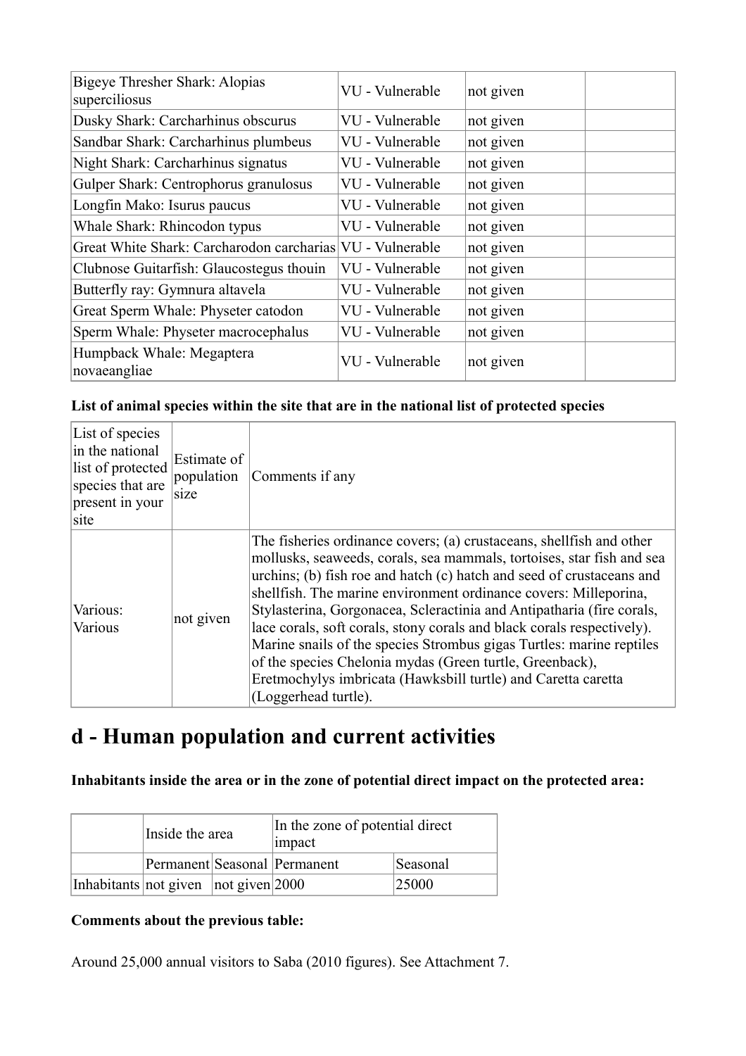| | | | |
|---|---|---|---|
| Bigeye Thresher Shark: Alopias superciliosus | VU - Vulnerable | not given | |
| Dusky Shark: Carcharhinus obscurus | VU - Vulnerable | not given | |
| Sandbar Shark: Carcharhinus plumbeus | VU - Vulnerable | not given | |
| Night Shark: Carcharhinus signatus | VU - Vulnerable | not given | |
| Gulper Shark: Centrophorus granulosus | VU - Vulnerable | not given | |
| Longfin Mako: Isurus paucus | VU - Vulnerable | not given | |
| Whale Shark: Rhincodon typus | VU - Vulnerable | not given | |
| Great White Shark: Carcharodon carcharias | VU - Vulnerable | not given | |
| Clubnose Guitarfish: Glaucostegus thouin | VU - Vulnerable | not given | |
| Butterfly ray: Gymnura altavela | VU - Vulnerable | not given | |
| Great Sperm Whale: Physeter catodon | VU - Vulnerable | not given | |
| Sperm Whale: Physeter macrocephalus | VU - Vulnerable | not given | |
| Humpback Whale: Megaptera novaeangliae | VU - Vulnerable | not given | |

**List of animal species within the site that are in the national list of protected species**

| List of species in the national list of protected species that are present in your site | Estimate of population size | Comments if any |
|---|---|---|
| Various: Various | not given | The fisheries ordinance covers; (a) crustaceans, shellfish and other mollusks, seaweeds, corals, sea mammals, tortoises, star fish and sea urchins; (b) fish roe and hatch (c) hatch and seed of crustaceans and shellfish. The marine environment ordinance covers: Milleporina, Stylasterina, Gorgonacea, Scleractinia and Antipatharia (fire corals, lace corals, soft corals, stony corals and black corals respectively). Marine snails of the species Strombus gigas Turtles: marine reptiles of the species Chelonia mydas (Green turtle, Greenback), Eretmochylys imbricata (Hawksbill turtle) and Caretta caretta (Loggerhead turtle). |

# d - Human population and current activities

**Inhabitants inside the area or in the zone of potential direct impact on the protected area:**

| | Inside the area | | In the zone of potential direct impact | |
|---|---|---|---|---|
| | Permanent | Seasonal | Permanent | Seasonal |
| Inhabitants | not given | not given | 2000 | 25000 |

**Comments about the previous table:**

Around 25,000 annual visitors to Saba (2010 figures). See Attachment 7.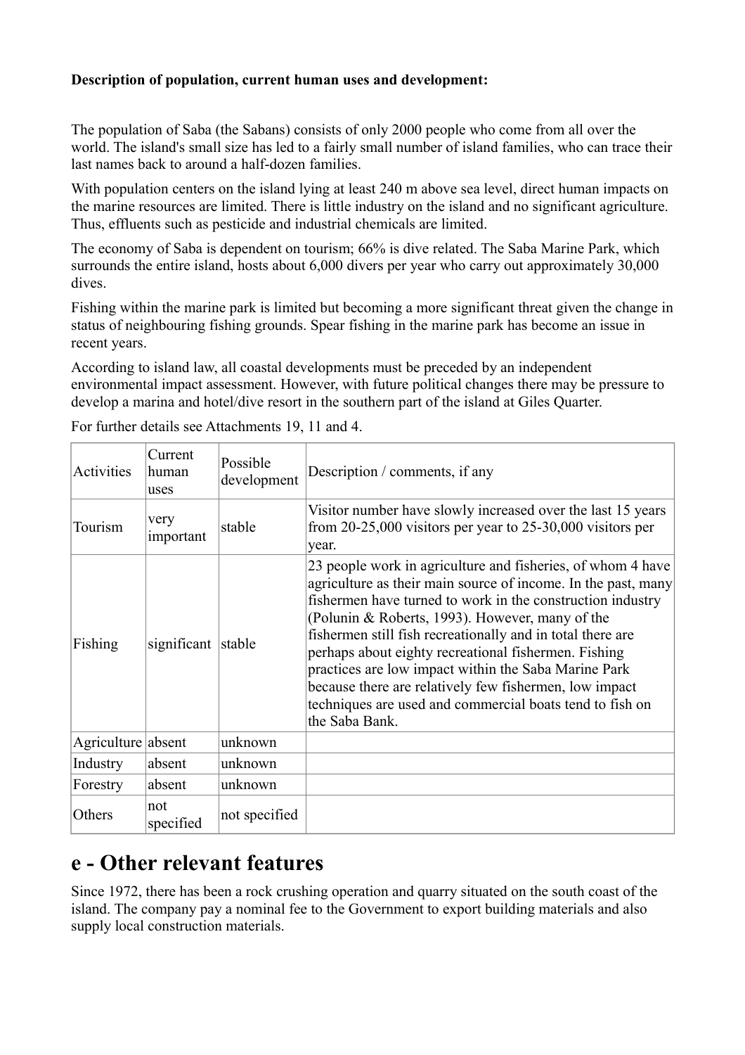**Description of population, current human uses and development:**

The population of Saba (the Sabans) consists of only 2000 people who come from all over the world. The island's small size has led to a fairly small number of island families, who can trace their last names back to around a half-dozen families.

With population centers on the island lying at least 240 m above sea level, direct human impacts on the marine resources are limited. There is little industry on the island and no significant agriculture. Thus, effluents such as pesticide and industrial chemicals are limited.

The economy of Saba is dependent on tourism; 66% is dive related. The Saba Marine Park, which surrounds the entire island, hosts about 6,000 divers per year who carry out approximately 30,000 dives.

Fishing within the marine park is limited but becoming a more significant threat given the change in status of neighbouring fishing grounds. Spear fishing in the marine park has become an issue in recent years.

According to island law, all coastal developments must be preceded by an independent environmental impact assessment. However, with future political changes there may be pressure to develop a marina and hotel/dive resort in the southern part of the island at Giles Quarter.

For further details see Attachments 19, 11 and 4.

| Activities | Current human uses | Possible development | Description / comments, if any |
|---|---|---|---|
| Tourism | very important | stable | Visitor number have slowly increased over the last 15 years from 20-25,000 visitors per year to 25-30,000 visitors per year. |
| Fishing | significant | stable | 23 people work in agriculture and fisheries, of whom 4 have agriculture as their main source of income. In the past, many fishermen have turned to work in the construction industry (Polunin & Roberts, 1993). However, many of the fishermen still fish recreationally and in total there are perhaps about eighty recreational fishermen. Fishing practices are low impact within the Saba Marine Park because there are relatively few fishermen, low impact techniques are used and commercial boats tend to fish on the Saba Bank. |
| Agriculture | absent | unknown | |
| Industry | absent | unknown | |
| Forestry | absent | unknown | |
| Others | not specified | not specified | |

# e - Other relevant features

Since 1972, there has been a rock crushing operation and quarry situated on the south coast of the island. The company pay a nominal fee to the Government to export building materials and also supply local construction materials.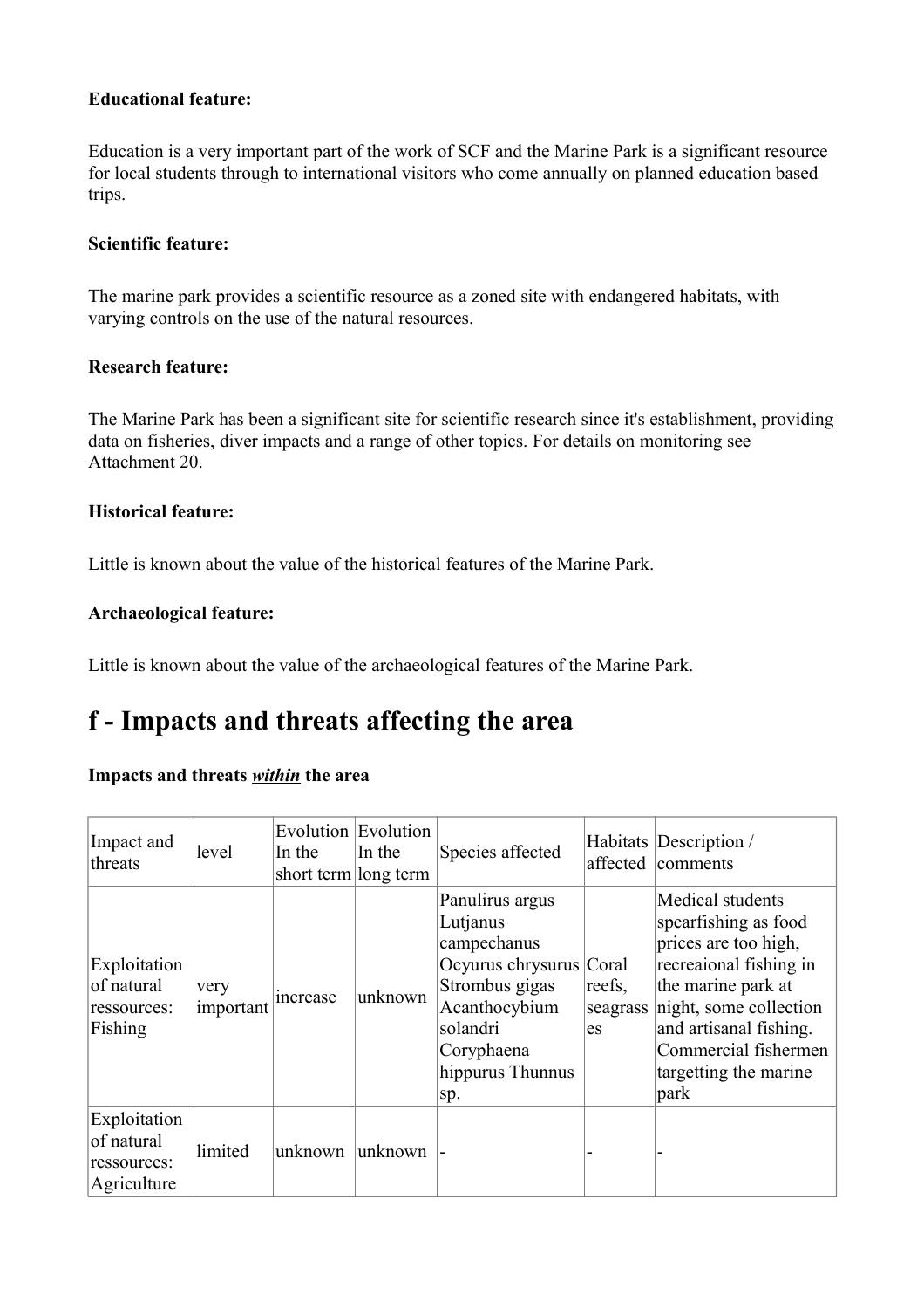**Educational feature:**

Education is a very important part of the work of SCF and the Marine Park is a significant resource for local students through to international visitors who come annually on planned education based trips.

**Scientific feature:**

The marine park provides a scientific resource as a zoned site with endangered habitats, with varying controls on the use of the natural resources.

**Research feature:**

The Marine Park has been a significant site for scientific research since it's establishment, providing data on fisheries, diver impacts and a range of other topics. For details on monitoring see Attachment 20.

**Historical feature:**

Little is known about the value of the historical features of the Marine Park.

**Archaeological feature:**

Little is known about the value of the archaeological features of the Marine Park.

# f - Impacts and threats affecting the area

**Impacts and threats *within* the area**

| Impact and threats | level | Evolution In the short term | Evolution In the long term | Species affected | Habitats affected | Description / comments |
|---|---|---|---|---|---|---|
| Exploitation of natural ressources: Fishing | very important | increase | unknown | Panulirus argus Lutjanus campechanus Ocyurus chrysurus Strombus gigas Acanthocybium solandri Coryphaena hippurus Thunnus sp. | Coral reefs, seagrasses | Medical students spearfishing as food prices are too high, recreaional fishing in the marine park at night, some collection and artisanal fishing. Commercial fishermen targetting the marine park |
| Exploitation of natural ressources: Agriculture | limited | unknown | unknown | - | - | - |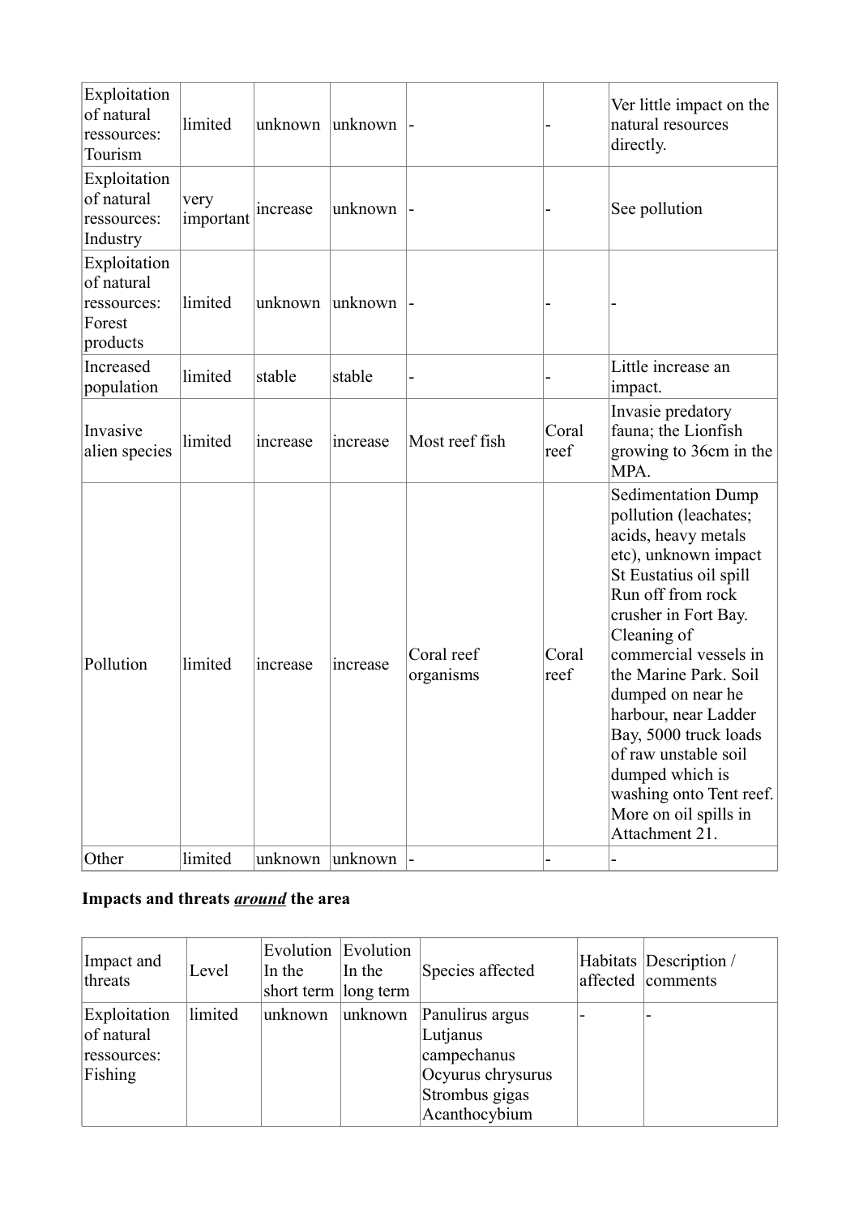| Exploitation of natural ressources: Tourism | limited | unknown | unknown | - | - | Ver little impact on the natural resources directly. |
|---|---|---|---|---|---|---|
| Exploitation of natural ressources: Industry | very important | increase | unknown | - | - | See pollution |
| Exploitation of natural ressources: Forest products | limited | unknown | unknown | - | - | - |
| Increased population | limited | stable | stable | - | - | Little increase an impact. |
| Invasive alien species | limited | increase | increase | Most reef fish | Coral reef | Invasie predatory fauna; the Lionfish growing to 36cm in the MPA. |
| Pollution | limited | increase | increase | Coral reef organisms | Coral reef | Sedimentation Dump pollution (leachates; acids, heavy metals etc), unknown impact St Eustatius oil spill Run off from rock crusher in Fort Bay. Cleaning of commercial vessels in the Marine Park. Soil dumped on near he harbour, near Ladder Bay, 5000 truck loads of raw unstable soil dumped which is washing onto Tent reef. More on oil spills in Attachment 21. |
| Other | limited | unknown | unknown | - | - | - |

**Impacts and threats _**around**_ the area**

| Impact and threats | Level | Evolution In the short term | Evolution In the long term | Species affected | Habitats affected | Description / comments |
|---|---|---|---|---|---|---|
| Exploitation of natural ressources: Fishing | limited | unknown | unknown | Panulirus argus Lutjanus campechanus Ocyurus chrysurus Strombus gigas Acanthocybium | - | - |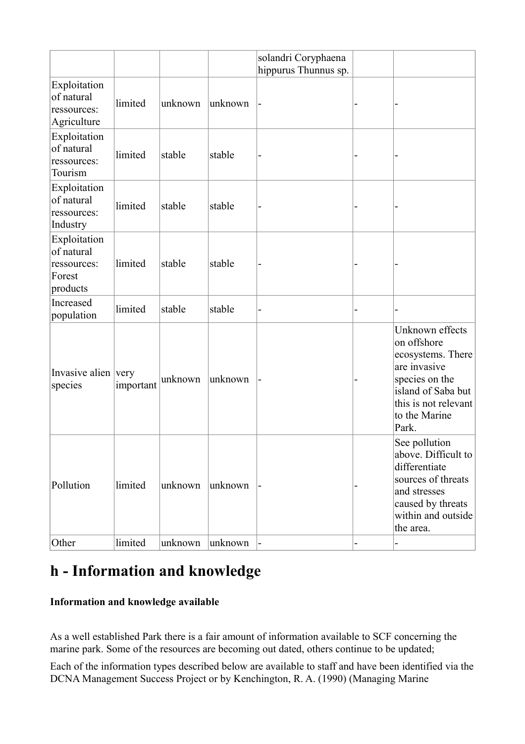|  |  |  |  | solandri Coryphaena hippurus Thunnus sp. |  |  |
| --- | --- | --- | --- | --- | --- | --- |
| Exploitation of natural ressources: Agriculture | limited | unknown | unknown | - | - | - |
| Exploitation of natural ressources: Tourism | limited | stable | stable | - | - | - |
| Exploitation of natural ressources: Industry | limited | stable | stable | - | - | - |
| Exploitation of natural ressources: Forest products | limited | stable | stable | - | - | - |
| Increased population | limited | stable | stable | - | - | - |
| Invasive alien species | very important | unknown | unknown | - | - | Unknown effects on offshore ecosystems. There are invasive species on the island of Saba but this is not relevant to the Marine Park. |
| Pollution | limited | unknown | unknown | - | - | See pollution above. Difficult to differentiate sources of threats and stresses caused by threats within and outside the area. |
| Other | limited | unknown | unknown | - | - | - |

# h - Information and knowledge

**Information and knowledge available**

As a well established Park there is a fair amount of information available to SCF concerning the marine park. Some of the resources are becoming out dated, others continue to be updated;

Each of the information types described below are available to staff and have been identified via the DCNA Management Success Project or by Kenchington, R. A. (1990) (Managing Marine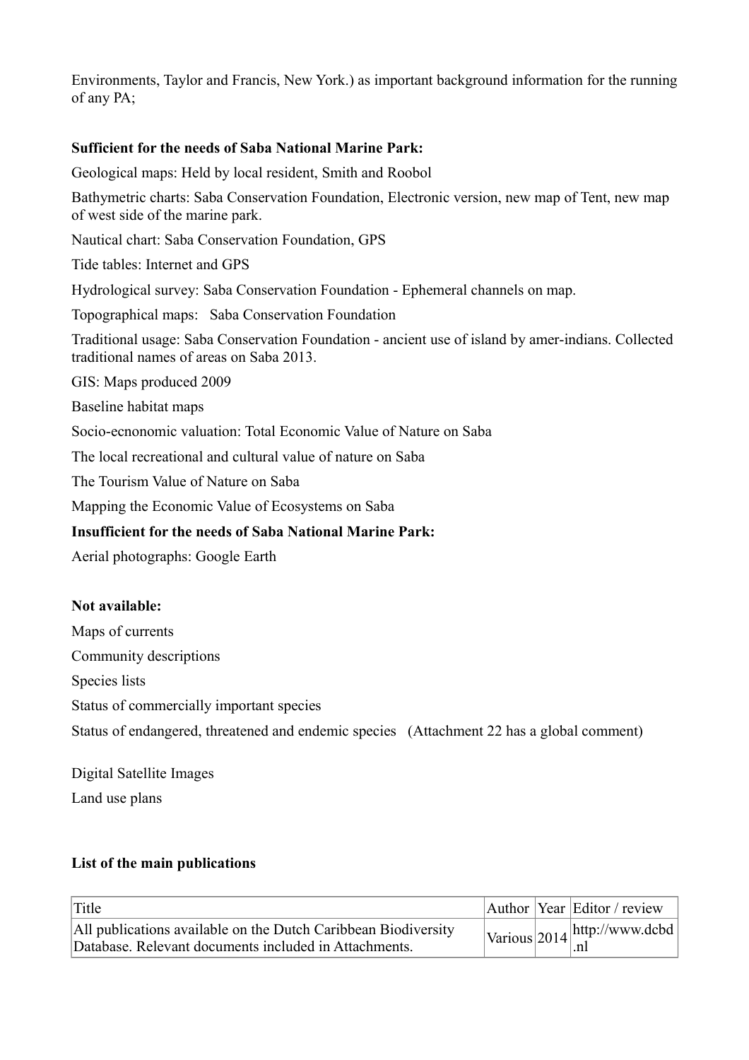Environments, Taylor and Francis, New York.) as important background information for the running of any PA;

**Sufficient for the needs of Saba National Marine Park:**

Geological maps: Held by local resident, Smith and Roobol

Bathymetric charts: Saba Conservation Foundation, Electronic version, new map of Tent, new map of west side of the marine park.

Nautical chart: Saba Conservation Foundation, GPS

Tide tables: Internet and GPS

Hydrological survey: Saba Conservation Foundation - Ephemeral channels on map.

Topographical maps: Saba Conservation Foundation

Traditional usage: Saba Conservation Foundation - ancient use of island by amer-indians. Collected traditional names of areas on Saba 2013.

GIS: Maps produced 2009

Baseline habitat maps

Socio-ecnonomic valuation: Total Economic Value of Nature on Saba

The local recreational and cultural value of nature on Saba

The Tourism Value of Nature on Saba

Mapping the Economic Value of Ecosystems on Saba

**Insufficient for the needs of Saba National Marine Park:**

Aerial photographs: Google Earth

**Not available:**

Maps of currents

Community descriptions

Species lists

Status of commercially important species

Status of endangered, threatened and endemic species (Attachment 22 has a global comment)

Digital Satellite Images

Land use plans

**List of the main publications**

| Title | Author | Year | Editor / review |
|---|---|---|---|
| All publications available on the Dutch Caribbean Biodiversity Database. Relevant documents included in Attachments. | Various | 2014 | http://www.dcbd.nl |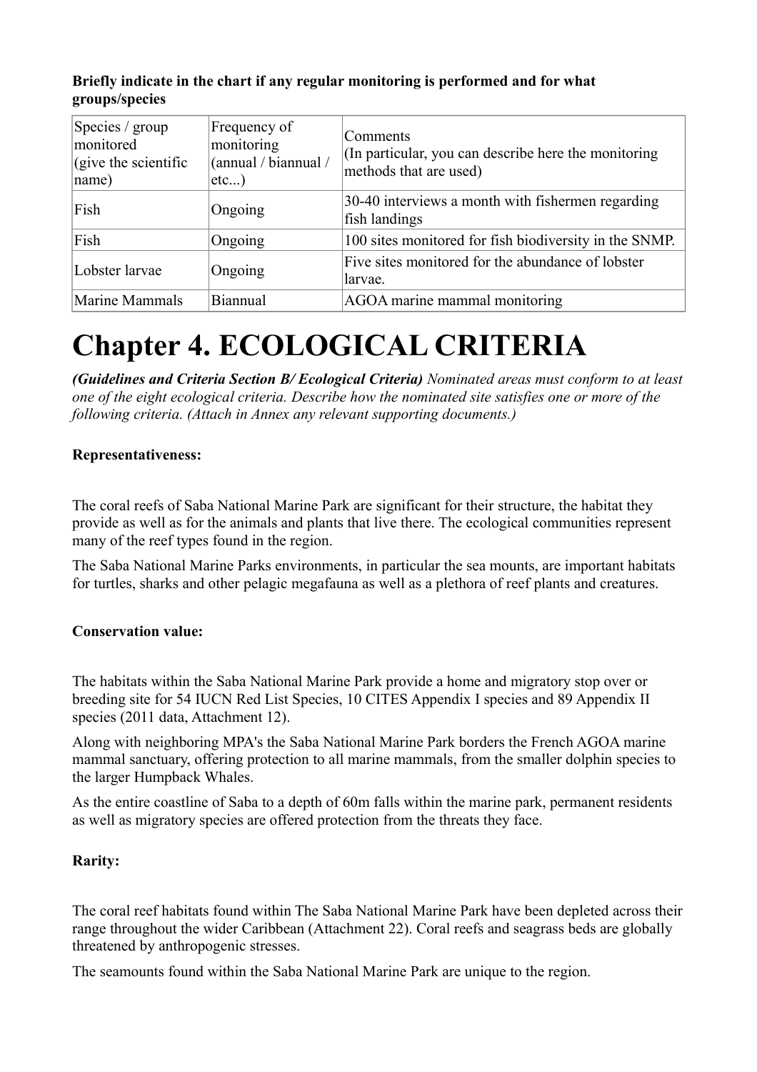**Briefly indicate in the chart if any regular monitoring is performed and for what groups/species**

| Species / group monitored (give the scientific name) | Frequency of monitoring (annual / biannual / etc...) | Comments (In particular, you can describe here the monitoring methods that are used) |
|---|---|---|
| Fish | Ongoing | 30-40 interviews a month with fishermen regarding fish landings |
| Fish | Ongoing | 100 sites monitored for fish biodiversity in the SNMP. |
| Lobster larvae | Ongoing | Five sites monitored for the abundance of lobster larvae. |
| Marine Mammals | Biannual | AGOA marine mammal monitoring |

# Chapter 4. ECOLOGICAL CRITERIA

***(Guidelines and Criteria Section B/ Ecological Criteria)*** *Nominated areas must conform to at least one of the eight ecological criteria. Describe how the nominated site satisfies one or more of the following criteria. (Attach in Annex any relevant supporting documents.)*

**Representativeness:**

The coral reefs of Saba National Marine Park are significant for their structure, the habitat they provide as well as for the animals and plants that live there. The ecological communities represent many of the reef types found in the region.

The Saba National Marine Parks environments, in particular the sea mounts, are important habitats for turtles, sharks and other pelagic megafauna as well as a plethora of reef plants and creatures.

**Conservation value:**

The habitats within the Saba National Marine Park provide a home and migratory stop over or breeding site for 54 IUCN Red List Species, 10 CITES Appendix I species and 89 Appendix II species (2011 data, Attachment 12).

Along with neighboring MPA's the Saba National Marine Park borders the French AGOA marine mammal sanctuary, offering protection to all marine mammals, from the smaller dolphin species to the larger Humpback Whales.

As the entire coastline of Saba to a depth of 60m falls within the marine park, permanent residents as well as migratory species are offered protection from the threats they face.

**Rarity:**

The coral reef habitats found within The Saba National Marine Park have been depleted across their range throughout the wider Caribbean (Attachment 22). Coral reefs and seagrass beds are globally threatened by anthropogenic stresses.

The seamounts found within the Saba National Marine Park are unique to the region.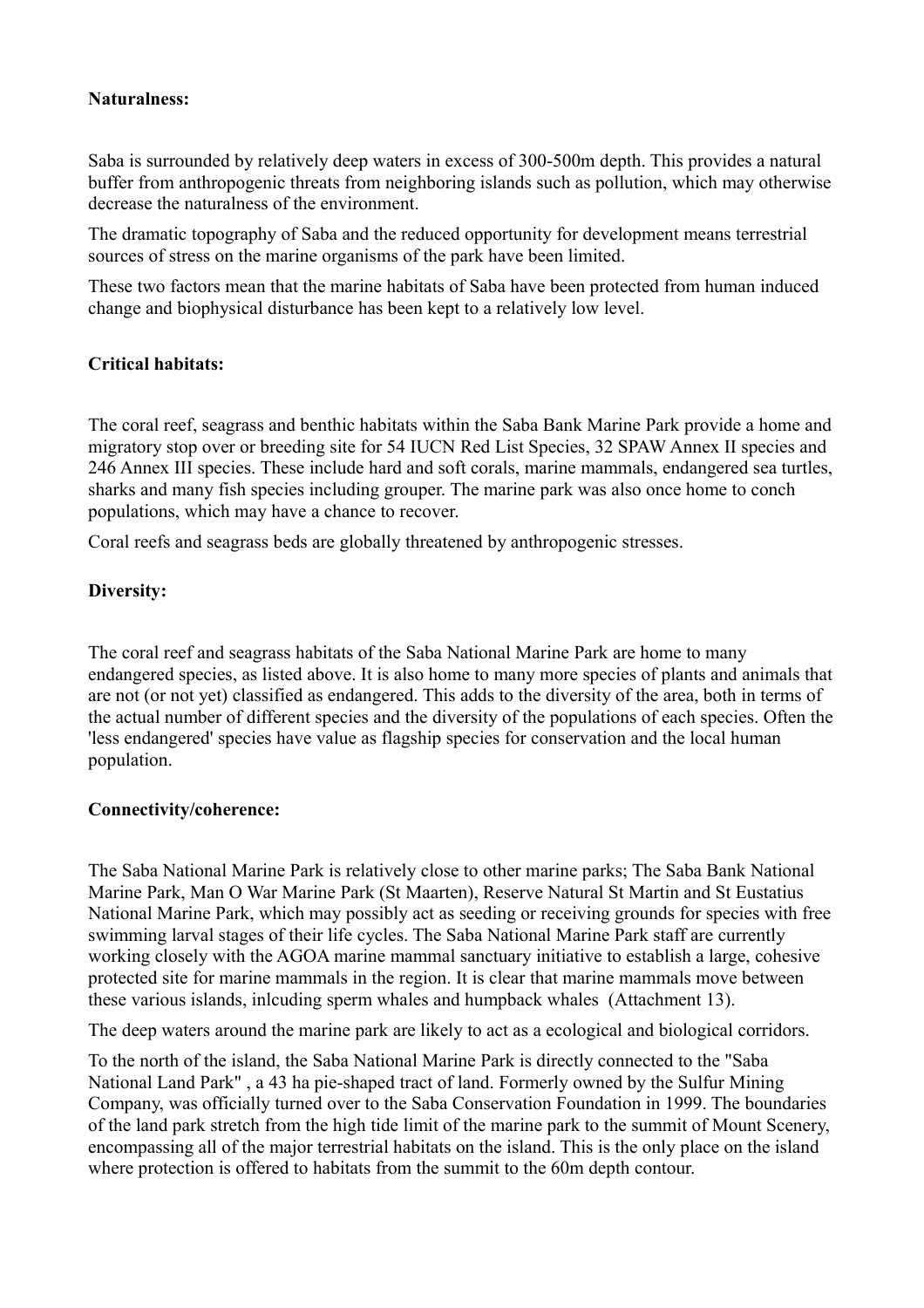**Naturalness:**

Saba is surrounded by relatively deep waters in excess of 300-500m depth. This provides a natural buffer from anthropogenic threats from neighboring islands such as pollution, which may otherwise decrease the naturalness of the environment.

The dramatic topography of Saba and the reduced opportunity for development means terrestrial sources of stress on the marine organisms of the park have been limited.

These two factors mean that the marine habitats of Saba have been protected from human induced change and biophysical disturbance has been kept to a relatively low level.

**Critical habitats:**

The coral reef, seagrass and benthic habitats within the Saba Bank Marine Park provide a home and migratory stop over or breeding site for 54 IUCN Red List Species, 32 SPAW Annex II species and 246 Annex III species. These include hard and soft corals, marine mammals, endangered sea turtles, sharks and many fish species including grouper. The marine park was also once home to conch populations, which may have a chance to recover.

Coral reefs and seagrass beds are globally threatened by anthropogenic stresses.

**Diversity:**

The coral reef and seagrass habitats of the Saba National Marine Park are home to many endangered species, as listed above. It is also home to many more species of plants and animals that are not (or not yet) classified as endangered. This adds to the diversity of the area, both in terms of the actual number of different species and the diversity of the populations of each species. Often the 'less endangered' species have value as flagship species for conservation and the local human population.

**Connectivity/coherence:**

The Saba National Marine Park is relatively close to other marine parks; The Saba Bank National Marine Park, Man O War Marine Park (St Maarten), Reserve Natural St Martin and St Eustatius National Marine Park, which may possibly act as seeding or receiving grounds for species with free swimming larval stages of their life cycles. The Saba National Marine Park staff are currently working closely with the AGOA marine mammal sanctuary initiative to establish a large, cohesive protected site for marine mammals in the region. It is clear that marine mammals move between these various islands, inlcuding sperm whales and humpback whales (Attachment 13).

The deep waters around the marine park are likely to act as a ecological and biological corridors.

To the north of the island, the Saba National Marine Park is directly connected to the "Saba National Land Park" , a 43 ha pie-shaped tract of land. Formerly owned by the Sulfur Mining Company, was officially turned over to the Saba Conservation Foundation in 1999. The boundaries of the land park stretch from the high tide limit of the marine park to the summit of Mount Scenery, encompassing all of the major terrestrial habitats on the island. This is the only place on the island where protection is offered to habitats from the summit to the 60m depth contour.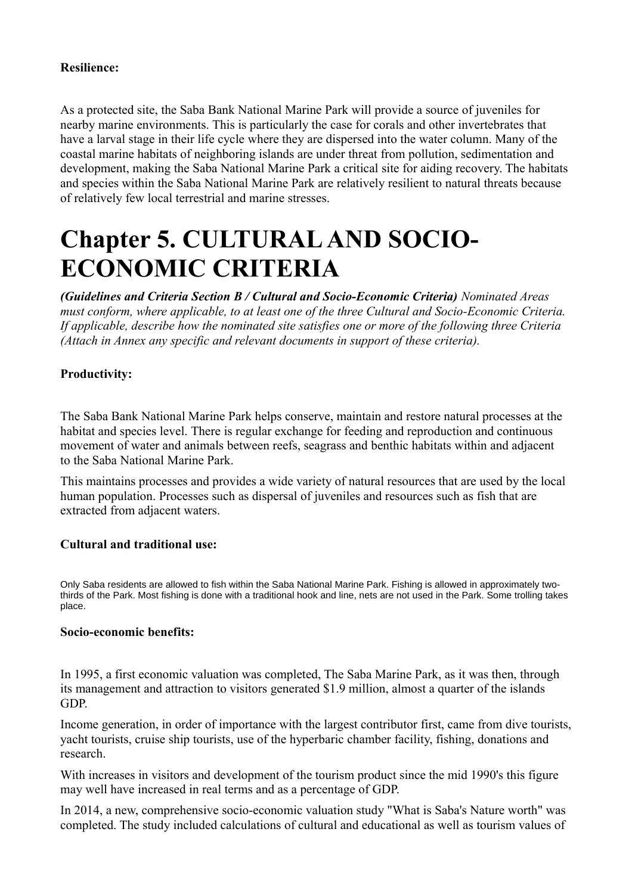**Resilience:**

As a protected site, the Saba Bank National Marine Park will provide a source of juveniles for nearby marine environments. This is particularly the case for corals and other invertebrates that have a larval stage in their life cycle where they are dispersed into the water column. Many of the coastal marine habitats of neighboring islands are under threat from pollution, sedimentation and development, making the Saba National Marine Park a critical site for aiding recovery. The habitats and species within the Saba National Marine Park are relatively resilient to natural threats because of relatively few local terrestrial and marine stresses.

# Chapter 5. CULTURAL AND SOCIO-ECONOMIC CRITERIA

***(Guidelines and Criteria Section B / Cultural and Socio-Economic Criteria)*** *Nominated Areas must conform, where applicable, to at least one of the three Cultural and Socio-Economic Criteria. If applicable, describe how the nominated site satisfies one or more of the following three Criteria (Attach in Annex any specific and relevant documents in support of these criteria).*

**Productivity:**

The Saba Bank National Marine Park helps conserve, maintain and restore natural processes at the habitat and species level. There is regular exchange for feeding and reproduction and continuous movement of water and animals between reefs, seagrass and benthic habitats within and adjacent to the Saba National Marine Park.

This maintains processes and provides a wide variety of natural resources that are used by the local human population. Processes such as dispersal of juveniles and resources such as fish that are extracted from adjacent waters.

**Cultural and traditional use:**

Only Saba residents are allowed to fish within the Saba National Marine Park. Fishing is allowed in approximately two-thirds of the Park. Most fishing is done with a traditional hook and line, nets are not used in the Park. Some trolling takes place.

**Socio-economic benefits:**

In 1995, a first economic valuation was completed, The Saba Marine Park, as it was then, through its management and attraction to visitors generated $1.9 million, almost a quarter of the islands GDP.

Income generation, in order of importance with the largest contributor first, came from dive tourists, yacht tourists, cruise ship tourists, use of the hyperbaric chamber facility, fishing, donations and research.

With increases in visitors and development of the tourism product since the mid 1990's this figure may well have increased in real terms and as a percentage of GDP.

In 2014, a new, comprehensive socio-economic valuation study "What is Saba's Nature worth" was completed. The study included calculations of cultural and educational as well as tourism values of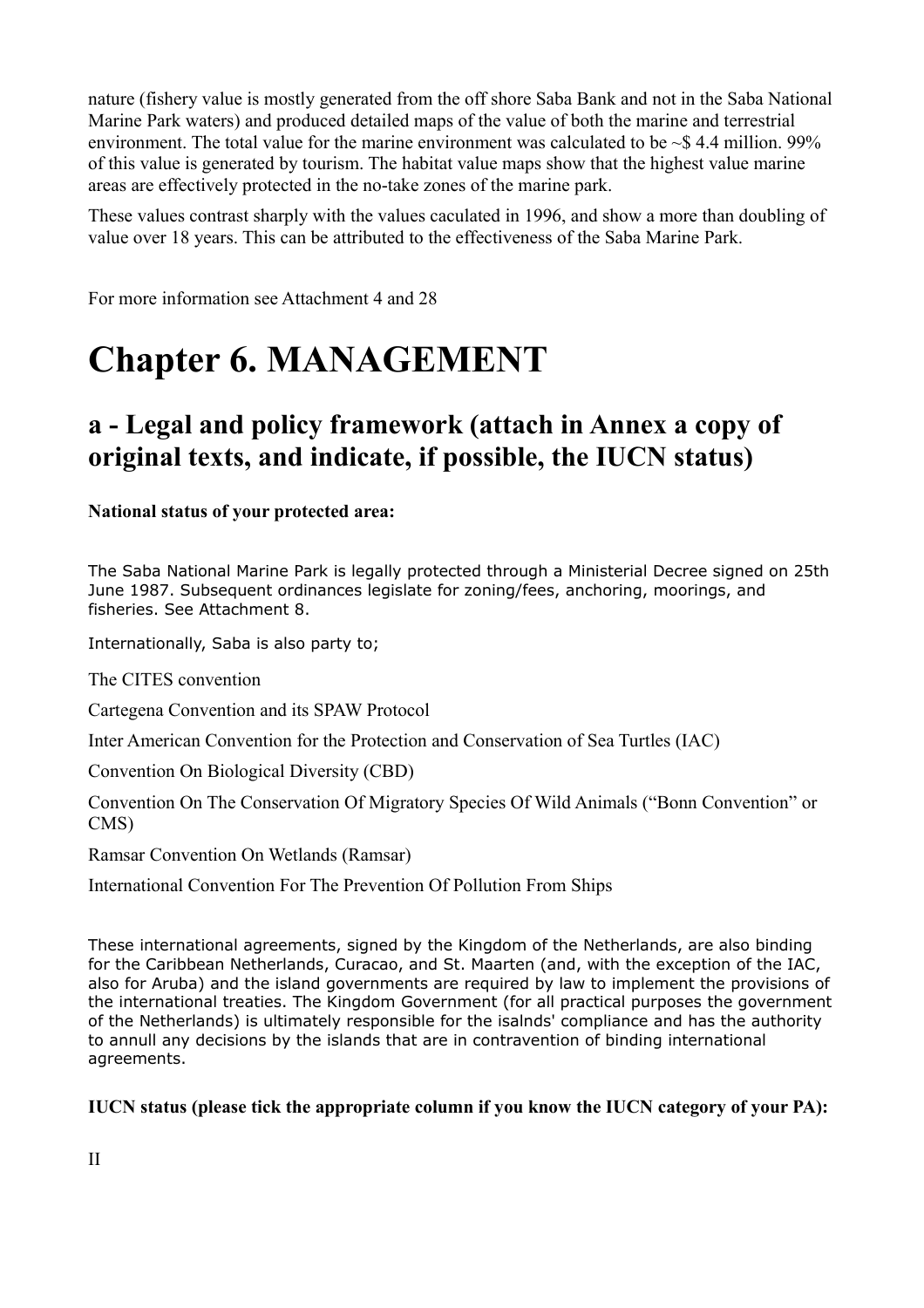nature (fishery value is mostly generated from the off shore Saba Bank and not in the Saba National Marine Park waters) and produced detailed maps of the value of both the marine and terrestrial environment. The total value for the marine environment was calculated to be ~$ 4.4 million. 99% of this value is generated by tourism. The habitat value maps show that the highest value marine areas are effectively protected in the no-take zones of the marine park.

These values contrast sharply with the values caculated in 1996, and show a more than doubling of value over 18 years. This can be attributed to the effectiveness of the Saba Marine Park.

For more information see Attachment 4 and 28

# Chapter 6. MANAGEMENT

## a - Legal and policy framework (attach in Annex a copy of original texts, and indicate, if possible, the IUCN status)

**National status of your protected area:**

The Saba National Marine Park is legally protected through a Ministerial Decree signed on 25th June 1987. Subsequent ordinances legislate for zoning/fees, anchoring, moorings, and fisheries. See Attachment 8.

Internationally, Saba is also party to;

The CITES convention

Cartegena Convention and its SPAW Protocol

Inter American Convention for the Protection and Conservation of Sea Turtles (IAC)

Convention On Biological Diversity (CBD)

Convention On The Conservation Of Migratory Species Of Wild Animals ("Bonn Convention" or CMS)

Ramsar Convention On Wetlands (Ramsar)

International Convention For The Prevention Of Pollution From Ships

These international agreements, signed by the Kingdom of the Netherlands, are also binding for the Caribbean Netherlands, Curacao, and St. Maarten (and, with the exception of the IAC, also for Aruba) and the island governments are required by law to implement the provisions of the international treaties. The Kingdom Government (for all practical purposes the government of the Netherlands) is ultimately responsible for the isalnds' compliance and has the authority to annull any decisions by the islands that are in contravention of binding international agreements.

**IUCN status (please tick the appropriate column if you know the IUCN category of your PA):**

II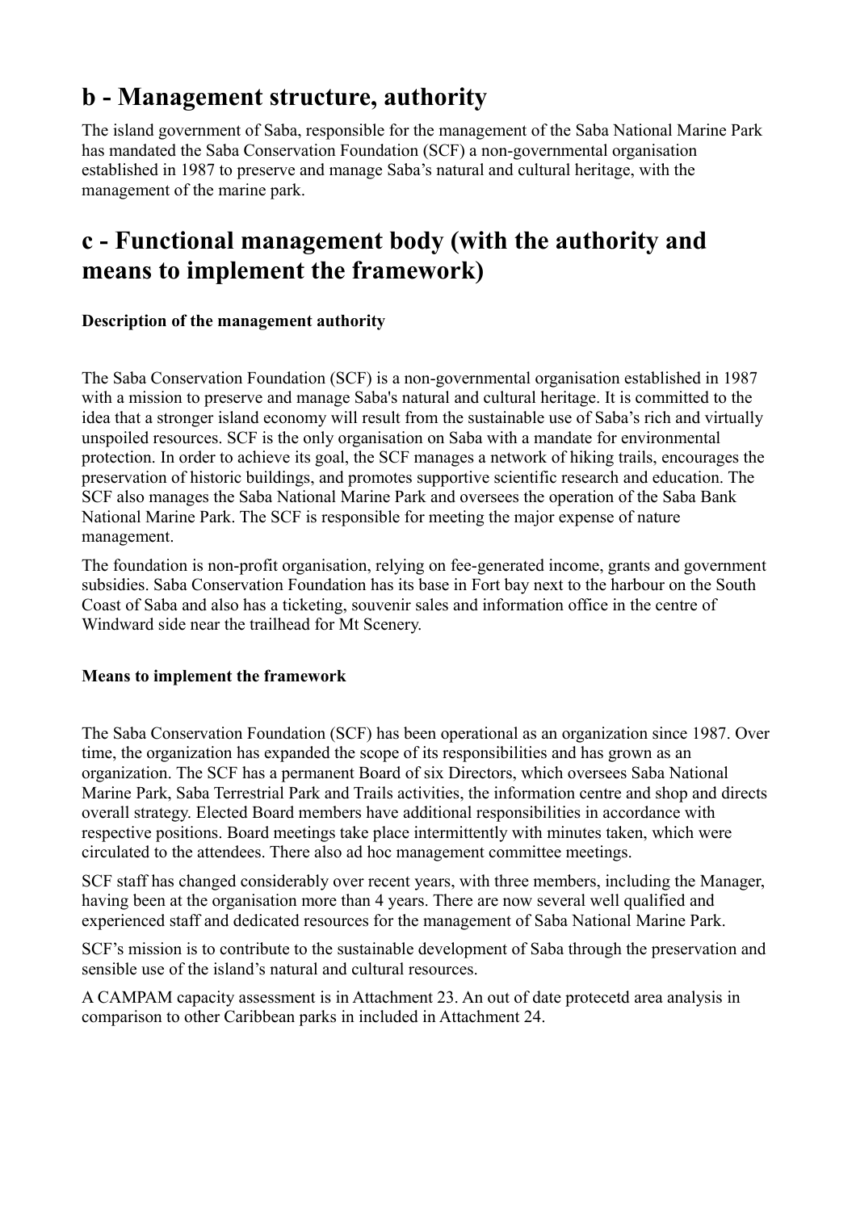## b - Management structure, authority

The island government of Saba, responsible for the management of the Saba National Marine Park has mandated the Saba Conservation Foundation (SCF) a non-governmental organisation established in 1987 to preserve and manage Saba's natural and cultural heritage, with the management of the marine park.

## c - Functional management body (with the authority and means to implement the framework)

**Description of the management authority**

The Saba Conservation Foundation (SCF) is a non-governmental organisation established in 1987 with a mission to preserve and manage Saba's natural and cultural heritage. It is committed to the idea that a stronger island economy will result from the sustainable use of Saba's rich and virtually unspoiled resources. SCF is the only organisation on Saba with a mandate for environmental protection. In order to achieve its goal, the SCF manages a network of hiking trails, encourages the preservation of historic buildings, and promotes supportive scientific research and education. The SCF also manages the Saba National Marine Park and oversees the operation of the Saba Bank National Marine Park. The SCF is responsible for meeting the major expense of nature management.

The foundation is non-profit organisation, relying on fee-generated income, grants and government subsidies. Saba Conservation Foundation has its base in Fort bay next to the harbour on the South Coast of Saba and also has a ticketing, souvenir sales and information office in the centre of Windward side near the trailhead for Mt Scenery.

**Means to implement the framework**

The Saba Conservation Foundation (SCF) has been operational as an organization since 1987. Over time, the organization has expanded the scope of its responsibilities and has grown as an organization. The SCF has a permanent Board of six Directors, which oversees Saba National Marine Park, Saba Terrestrial Park and Trails activities, the information centre and shop and directs overall strategy. Elected Board members have additional responsibilities in accordance with respective positions. Board meetings take place intermittently with minutes taken, which were circulated to the attendees. There also ad hoc management committee meetings.

SCF staff has changed considerably over recent years, with three members, including the Manager, having been at the organisation more than 4 years. There are now several well qualified and experienced staff and dedicated resources for the management of Saba National Marine Park.

SCF's mission is to contribute to the sustainable development of Saba through the preservation and sensible use of the island's natural and cultural resources.

A CAMPAM capacity assessment is in Attachment 23. An out of date protecetd area analysis in comparison to other Caribbean parks in included in Attachment 24.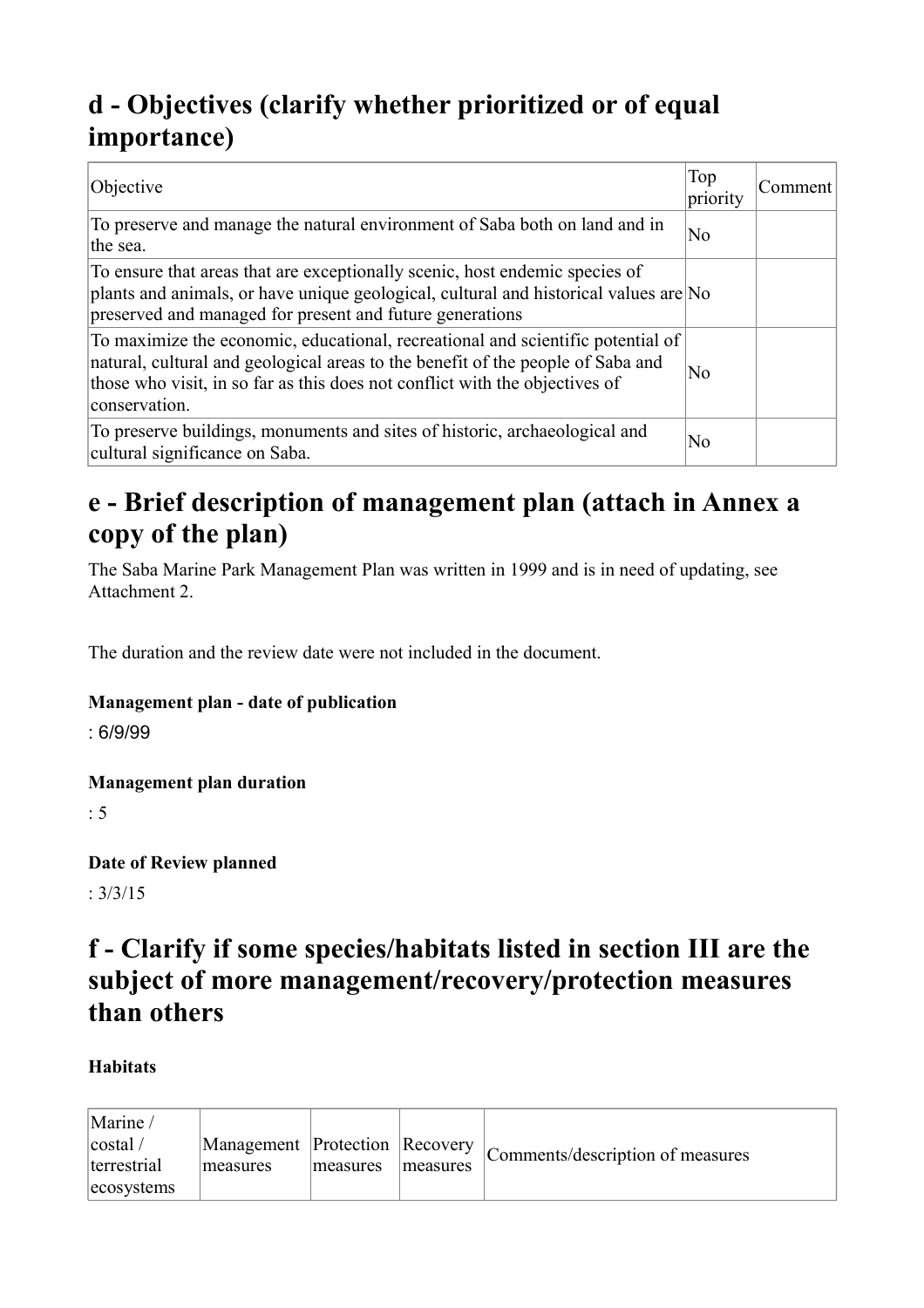## d - Objectives (clarify whether prioritized or of equal importance)

| Objective | Top priority | Comment |
|---|---|---|
| To preserve and manage the natural environment of Saba both on land and in the sea. | No | |
| To ensure that areas that are exceptionally scenic, host endemic species of plants and animals, or have unique geological, cultural and historical values are preserved and managed for present and future generations | No | |
| To maximize the economic, educational, recreational and scientific potential of natural, cultural and geological areas to the benefit of the people of Saba and those who visit, in so far as this does not conflict with the objectives of conservation. | No | |
| To preserve buildings, monuments and sites of historic, archaeological and cultural significance on Saba. | No | |

## e - Brief description of management plan (attach in Annex a copy of the plan)

The Saba Marine Park Management Plan was written in 1999 and is in need of updating, see Attachment 2.

The duration and the review date were not included in the document.

**Management plan - date of publication**

: 6/9/99

**Management plan duration**

: 5

**Date of Review planned**

: 3/3/15

## f - Clarify if some species/habitats listed in section III are the subject of more management/recovery/protection measures than others

**Habitats**

| Marine / costal / terrestrial ecosystems | Management measures | Protection measures | Recovery measures | Comments/description of measures |
|---|---|---|---|---|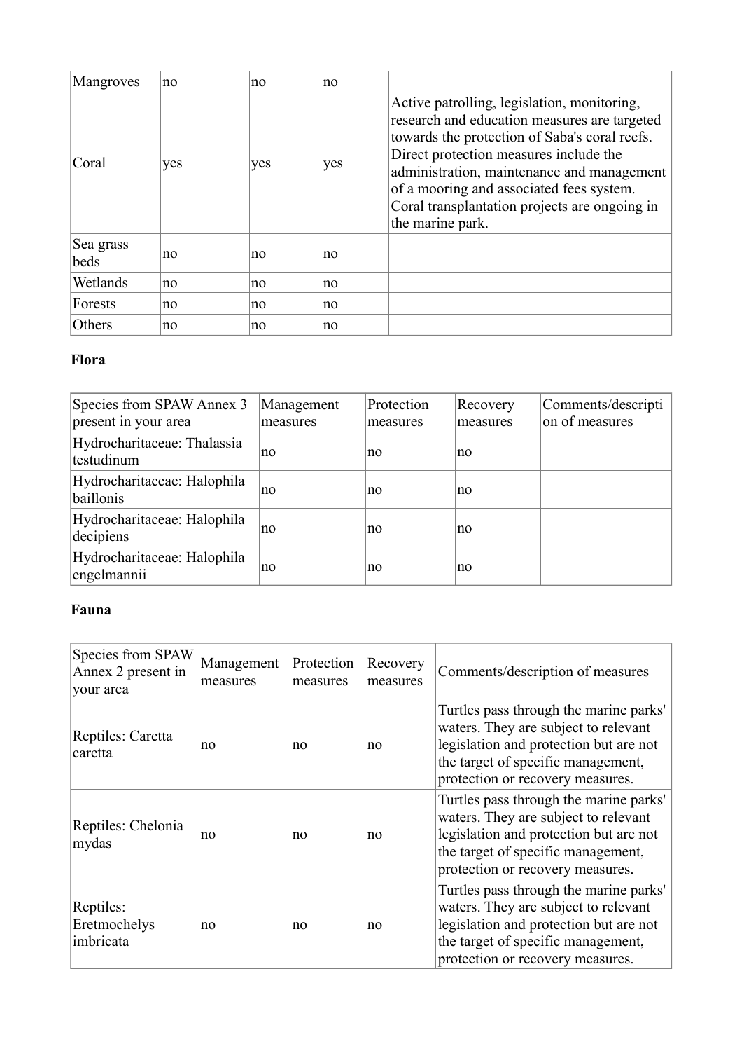| | | | | |
|---|---|---|---|---|
| Mangroves | no | no | no | |
| Coral | yes | yes | yes | Active patrolling, legislation, monitoring, research and education measures are targeted towards the protection of Saba's coral reefs. Direct protection measures include the administration, maintenance and management of a mooring and associated fees system. Coral transplantation projects are ongoing in the marine park. |
| Sea grass beds | no | no | no | |
| Wetlands | no | no | no | |
| Forests | no | no | no | |
| Others | no | no | no | |

**Flora**

| Species from SPAW Annex 3 present in your area | Management measures | Protection measures | Recovery measures | Comments/description of measures |
|---|---|---|---|---|
| Hydrocharitaceae: Thalassia testudinum | no | no | no | |
| Hydrocharitaceae: Halophila baillonis | no | no | no | |
| Hydrocharitaceae: Halophila decipiens | no | no | no | |
| Hydrocharitaceae: Halophila engelmannii | no | no | no | |

**Fauna**

| Species from SPAW Annex 2 present in your area | Management measures | Protection measures | Recovery measures | Comments/description of measures |
|---|---|---|---|---|
| Reptiles: Caretta caretta | no | no | no | Turtles pass through the marine parks' waters. They are subject to relevant legislation and protection but are not the target of specific management, protection or recovery measures. |
| Reptiles: Chelonia mydas | no | no | no | Turtles pass through the marine parks' waters. They are subject to relevant legislation and protection but are not the target of specific management, protection or recovery measures. |
| Reptiles: Eretmochelys imbricata | no | no | no | Turtles pass through the marine parks' waters. They are subject to relevant legislation and protection but are not the target of specific management, protection or recovery measures. |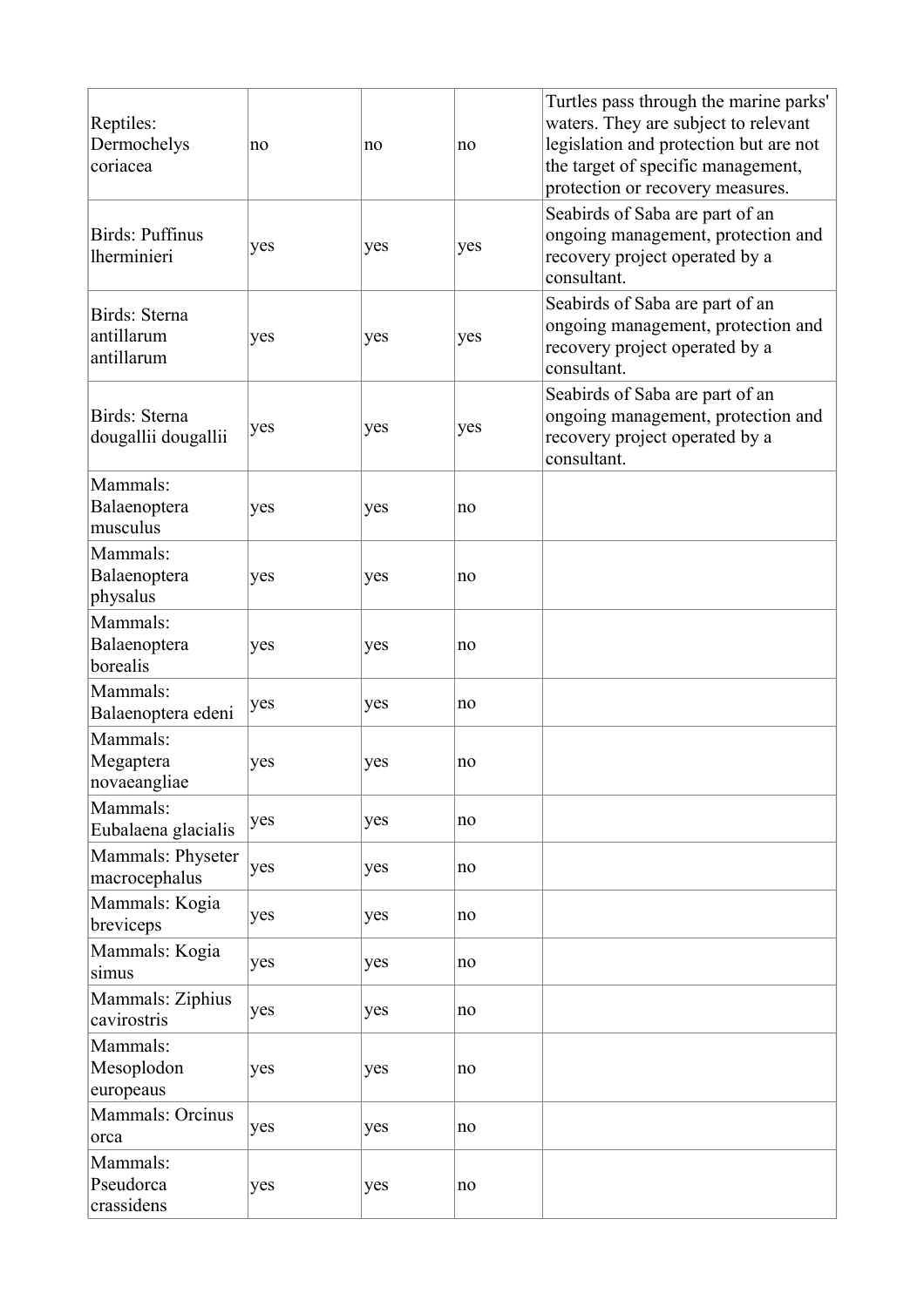| | | | | |
|---|---|---|---|---|
| Reptiles: Dermochelys coriacea | no | no | no | Turtles pass through the marine parks' waters. They are subject to relevant legislation and protection but are not the target of specific management, protection or recovery measures. |
| Birds: Puffinus lherminieri | yes | yes | yes | Seabirds of Saba are part of an ongoing management, protection and recovery project operated by a consultant. |
| Birds: Sterna antillarum antillarum | yes | yes | yes | Seabirds of Saba are part of an ongoing management, protection and recovery project operated by a consultant. |
| Birds: Sterna dougallii dougallii | yes | yes | yes | Seabirds of Saba are part of an ongoing management, protection and recovery project operated by a consultant. |
| Mammals: Balaenoptera musculus | yes | yes | no | |
| Mammals: Balaenoptera physalus | yes | yes | no | |
| Mammals: Balaenoptera borealis | yes | yes | no | |
| Mammals: Balaenoptera edeni | yes | yes | no | |
| Mammals: Megaptera novaeangliae | yes | yes | no | |
| Mammals: Eubalaena glacialis | yes | yes | no | |
| Mammals: Physeter macrocephalus | yes | yes | no | |
| Mammals: Kogia breviceps | yes | yes | no | |
| Mammals: Kogia simus | yes | yes | no | |
| Mammals: Ziphius cavirostris | yes | yes | no | |
| Mammals: Mesoplodon europeaus | yes | yes | no | |
| Mammals: Orcinus orca | yes | yes | no | |
| Mammals: Pseudorca crassidens | yes | yes | no | |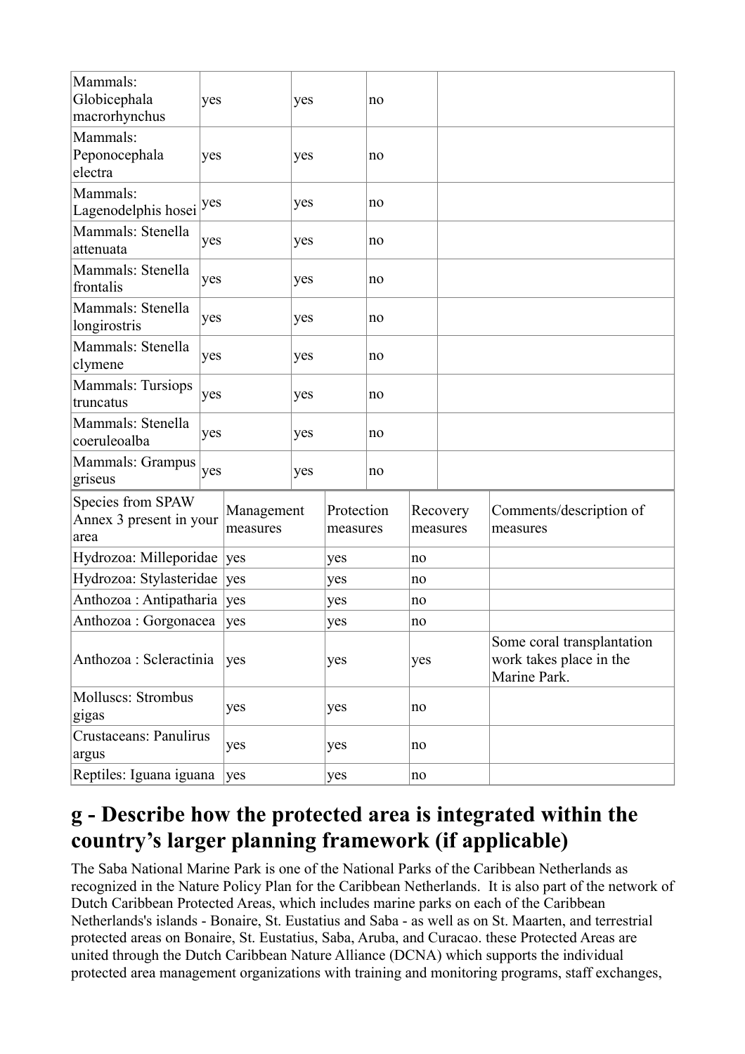| Mammals: Globicephala macrorhynchus | yes | yes | no | |
| --- | --- | --- | --- | --- |
| Mammals: Peponocephala electra | yes | yes | no | |
| Mammals: Lagenodelphis hosei | yes | yes | no | |
| Mammals: Stenella attenuata | yes | yes | no | |
| Mammals: Stenella frontalis | yes | yes | no | |
| Mammals: Stenella longirostris | yes | yes | no | |
| Mammals: Stenella clymene | yes | yes | no | |
| Mammals: Tursiops truncatus | yes | yes | no | |
| Mammals: Stenella coeruleoalba | yes | yes | no | |
| Mammals: Grampus griseus | yes | yes | no | |

| Species from SPAW Annex 3 present in your area | Management measures | Protection measures | Recovery measures | Comments/description of measures |
| --- | --- | --- | --- | --- |
| Hydrozoa: Milleporidae | yes | yes | no | |
| Hydrozoa: Stylasteridae | yes | yes | no | |
| Anthozoa : Antipatharia | yes | yes | no | |
| Anthozoa : Gorgonacea | yes | yes | no | |
| Anthozoa : Scleractinia | yes | yes | yes | Some coral transplantation work takes place in the Marine Park. |
| Molluscs: Strombus gigas | yes | yes | no | |
| Crustaceans: Panulirus argus | yes | yes | no | |
| Reptiles: Iguana iguana | yes | yes | no | |

## g - Describe how the protected area is integrated within the country’s larger planning framework (if applicable)

The Saba National Marine Park is one of the National Parks of the Caribbean Netherlands as recognized in the Nature Policy Plan for the Caribbean Netherlands. It is also part of the network of Dutch Caribbean Protected Areas, which includes marine parks on each of the Caribbean Netherlands's islands - Bonaire, St. Eustatius and Saba - as well as on St. Maarten, and terrestrial protected areas on Bonaire, St. Eustatius, Saba, Aruba, and Curacao. these Protected Areas are united through the Dutch Caribbean Nature Alliance (DCNA) which supports the individual protected area management organizations with training and monitoring programs, staff exchanges,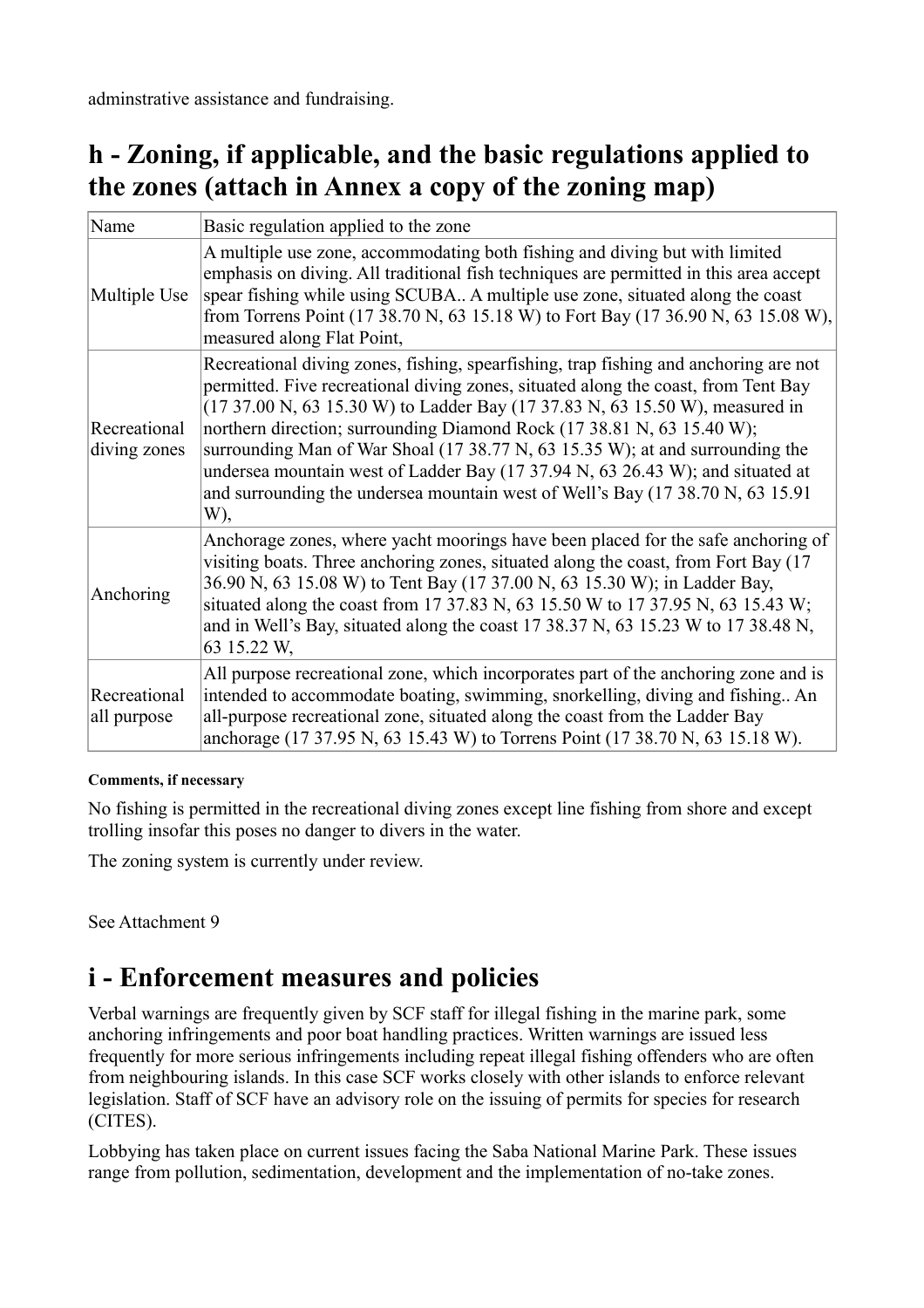adminstrative assistance and fundraising.

## h - Zoning, if applicable, and the basic regulations applied to the zones (attach in Annex a copy of the zoning map)

| Name | Basic regulation applied to the zone |
| --- | --- |
| Multiple Use | A multiple use zone, accommodating both fishing and diving but with limited emphasis on diving. All traditional fish techniques are permitted in this area accept spear fishing while using SCUBA.. A multiple use zone, situated along the coast from Torrens Point (17 38.70 N, 63 15.18 W) to Fort Bay (17 36.90 N, 63 15.08 W), measured along Flat Point, |
| Recreational diving zones | Recreational diving zones, fishing, spearfishing, trap fishing and anchoring are not permitted. Five recreational diving zones, situated along the coast, from Tent Bay (17 37.00 N, 63 15.30 W) to Ladder Bay (17 37.83 N, 63 15.50 W), measured in northern direction; surrounding Diamond Rock (17 38.81 N, 63 15.40 W); surrounding Man of War Shoal (17 38.77 N, 63 15.35 W); at and surrounding the undersea mountain west of Ladder Bay (17 37.94 N, 63 26.43 W); and situated at and surrounding the undersea mountain west of Well's Bay (17 38.70 N, 63 15.91 W), |
| Anchoring | Anchorage zones, where yacht moorings have been placed for the safe anchoring of visiting boats. Three anchoring zones, situated along the coast, from Fort Bay (17 36.90 N, 63 15.08 W) to Tent Bay (17 37.00 N, 63 15.30 W); in Ladder Bay, situated along the coast from 17 37.83 N, 63 15.50 W to 17 37.95 N, 63 15.43 W; and in Well's Bay, situated along the coast 17 38.37 N, 63 15.23 W to 17 38.48 N, 63 15.22 W, |
| Recreational all purpose | All purpose recreational zone, which incorporates part of the anchoring zone and is intended to accommodate boating, swimming, snorkelling, diving and fishing.. An all-purpose recreational zone, situated along the coast from the Ladder Bay anchorage (17 37.95 N, 63 15.43 W) to Torrens Point (17 38.70 N, 63 15.18 W). |

**Comments, if necessary**

No fishing is permitted in the recreational diving zones except line fishing from shore and except trolling insofar this poses no danger to divers in the water.

The zoning system is currently under review.

See Attachment 9

## i - Enforcement measures and policies

Verbal warnings are frequently given by SCF staff for illegal fishing in the marine park, some anchoring infringements and poor boat handling practices. Written warnings are issued less frequently for more serious infringements including repeat illegal fishing offenders who are often from neighbouring islands. In this case SCF works closely with other islands to enforce relevant legislation. Staff of SCF have an advisory role on the issuing of permits for species for research (CITES).

Lobbying has taken place on current issues facing the Saba National Marine Park. These issues range from pollution, sedimentation, development and the implementation of no-take zones.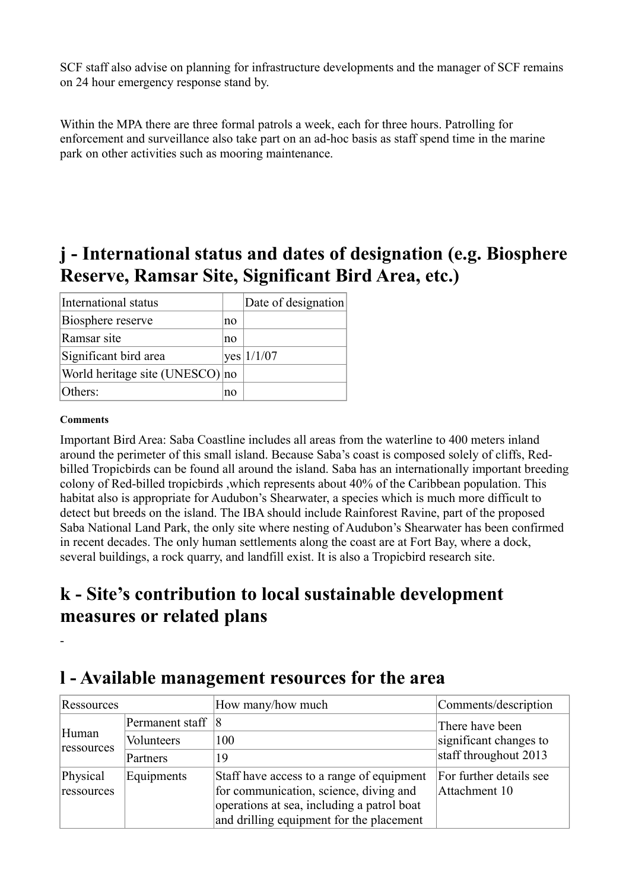SCF staff also advise on planning for infrastructure developments and the manager of SCF remains on 24 hour emergency response stand by.

Within the MPA there are three formal patrols a week, each for three hours. Patrolling for enforcement and surveillance also take part on an ad-hoc basis as staff spend time in the marine park on other activities such as mooring maintenance.

## j - International status and dates of designation (e.g. Biosphere Reserve, Ramsar Site, Significant Bird Area, etc.)

| International status | | Date of designation |
|---|---|---|
| Biosphere reserve | no | |
| Ramsar site | no | |
| Significant bird area | yes | 1/1/07 |
| World heritage site (UNESCO) | no | |
| Others: | no | |

**Comments**

Important Bird Area: Saba Coastline includes all areas from the waterline to 400 meters inland around the perimeter of this small island. Because Saba's coast is composed solely of cliffs, Red-billed Tropicbirds can be found all around the island. Saba has an internationally important breeding colony of Red-billed tropicbirds ,which represents about 40% of the Caribbean population. This habitat also is appropriate for Audubon's Shearwater, a species which is much more difficult to detect but breeds on the island. The IBA should include Rainforest Ravine, part of the proposed Saba National Land Park, the only site where nesting of Audubon's Shearwater has been confirmed in recent decades. The only human settlements along the coast are at Fort Bay, where a dock, several buildings, a rock quarry, and landfill exist. It is also a Tropicbird research site.

## k - Site's contribution to local sustainable development measures or related plans

-

## l - Available management resources for the area

| Ressources | | How many/how much | Comments/description |
|---|---|---|---|
| Human ressources | Permanent staff | 8 | There have been significant changes to staff throughout 2013 |
| | Volunteers | 100 | |
| | Partners | 19 | |
| Physical ressources | Equipments | Staff have access to a range of equipment for communication, science, diving and operations at sea, including a patrol boat and drilling equipment for the placement | For further details see Attachment 10 |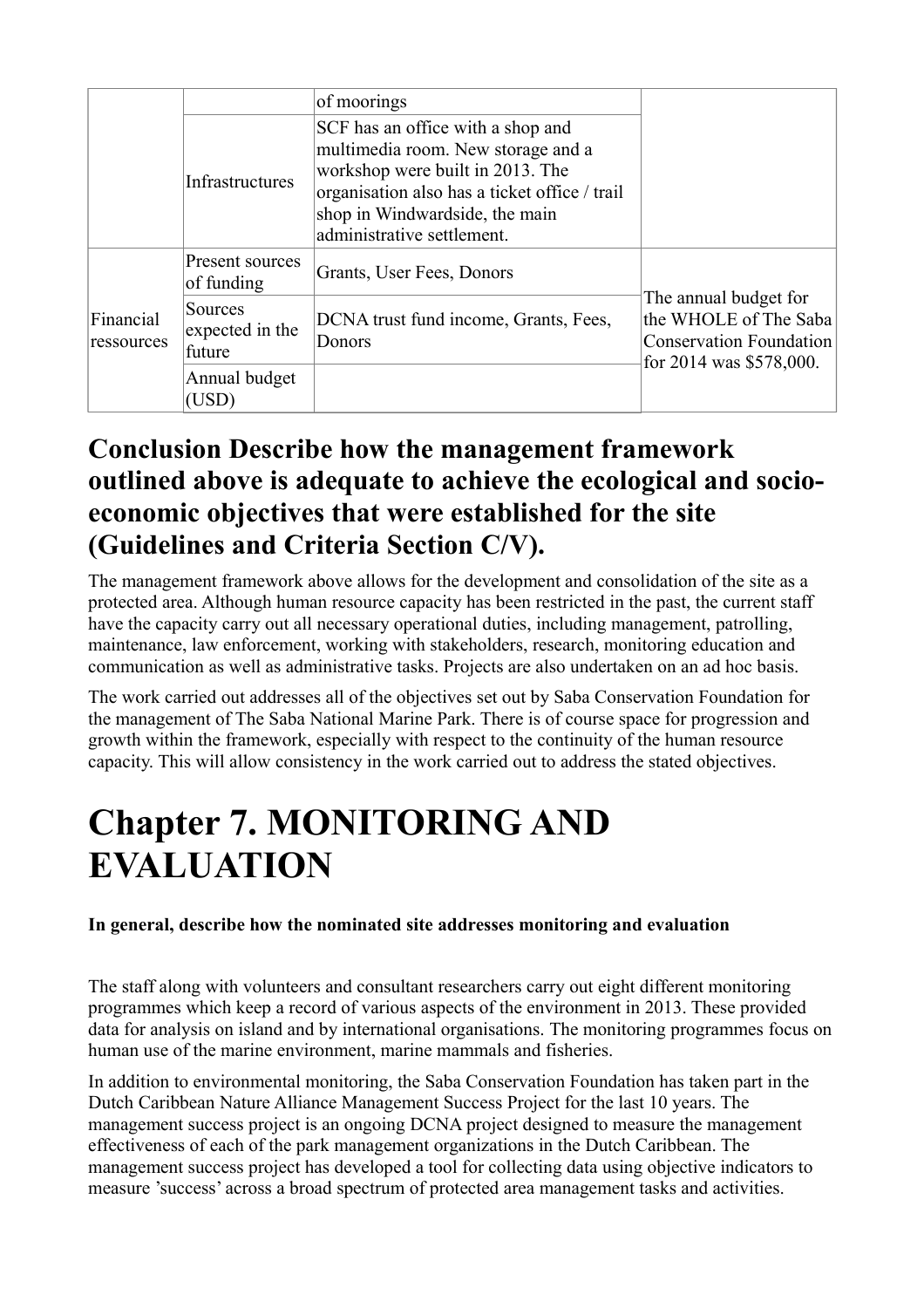| | | | |
|---|---|---|---|
| | | of moorings | |
| | Infrastructures | SCF has an office with a shop and multimedia room. New storage and a workshop were built in 2013. The organisation also has a ticket office / trail shop in Windwardside, the main administrative settlement. | |
| Financial ressources | Present sources of funding | Grants, User Fees, Donors | The annual budget for the WHOLE of The Saba Conservation Foundation for 2014 was $578,000. |
| | Sources expected in the future | DCNA trust fund income, Grants, Fees, Donors | |
| | Annual budget (USD) | | |

## Conclusion Describe how the management framework outlined above is adequate to achieve the ecological and socio-economic objectives that were established for the site (Guidelines and Criteria Section C/V).

The management framework above allows for the development and consolidation of the site as a protected area. Although human resource capacity has been restricted in the past, the current staff have the capacity carry out all necessary operational duties, including management, patrolling, maintenance, law enforcement, working with stakeholders, research, monitoring education and communication as well as administrative tasks. Projects are also undertaken on an ad hoc basis.

The work carried out addresses all of the objectives set out by Saba Conservation Foundation for the management of The Saba National Marine Park. There is of course space for progression and growth within the framework, especially with respect to the continuity of the human resource capacity. This will allow consistency in the work carried out to address the stated objectives.

# Chapter 7. MONITORING AND EVALUATION

**In general, describe how the nominated site addresses monitoring and evaluation**

The staff along with volunteers and consultant researchers carry out eight different monitoring programmes which keep a record of various aspects of the environment in 2013. These provided data for analysis on island and by international organisations. The monitoring programmes focus on human use of the marine environment, marine mammals and fisheries.

In addition to environmental monitoring, the Saba Conservation Foundation has taken part in the Dutch Caribbean Nature Alliance Management Success Project for the last 10 years. The management success project is an ongoing DCNA project designed to measure the management effectiveness of each of the park management organizations in the Dutch Caribbean. The management success project has developed a tool for collecting data using objective indicators to measure 'success' across a broad spectrum of protected area management tasks and activities.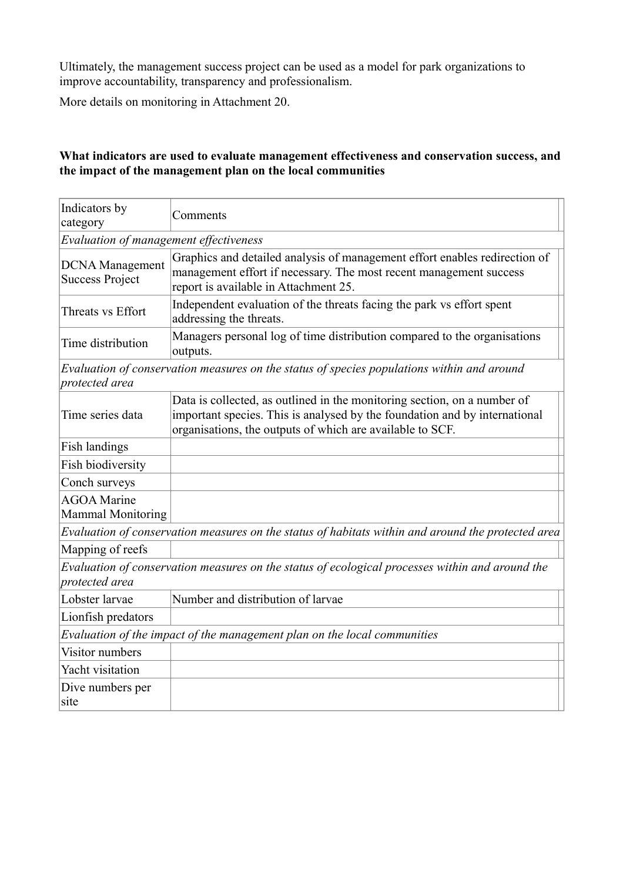Ultimately, the management success project can be used as a model for park organizations to improve accountability, transparency and professionalism.

More details on monitoring in Attachment 20.

**What indicators are used to evaluate management effectiveness and conservation success, and the impact of the management plan on the local communities**

| Indicators by category | Comments |
|---|---|
| *Evaluation of management effectiveness* | |
| DCNA Management Success Project | Graphics and detailed analysis of management effort enables redirection of management effort if necessary. The most recent management success report is available in Attachment 25. |
| Threats vs Effort | Independent evaluation of the threats facing the park vs effort spent addressing the threats. |
| Time distribution | Managers personal log of time distribution compared to the organisations outputs. |
| *Evaluation of conservation measures on the status of species populations within and around protected area* | |
| Time series data | Data is collected, as outlined in the monitoring section, on a number of important species. This is analysed by the foundation and by international organisations, the outputs of which are available to SCF. |
| Fish landings | |
| Fish biodiversity | |
| Conch surveys | |
| AGOA Marine Mammal Monitoring | |
| *Evaluation of conservation measures on the status of habitats within and around the protected area* | |
| Mapping of reefs | |
| *Evaluation of conservation measures on the status of ecological processes within and around the protected area* | |
| Lobster larvae | Number and distribution of larvae |
| Lionfish predators | |
| *Evaluation of the impact of the management plan on the local communities* | |
| Visitor numbers | |
| Yacht visitation | |
| Dive numbers per site | |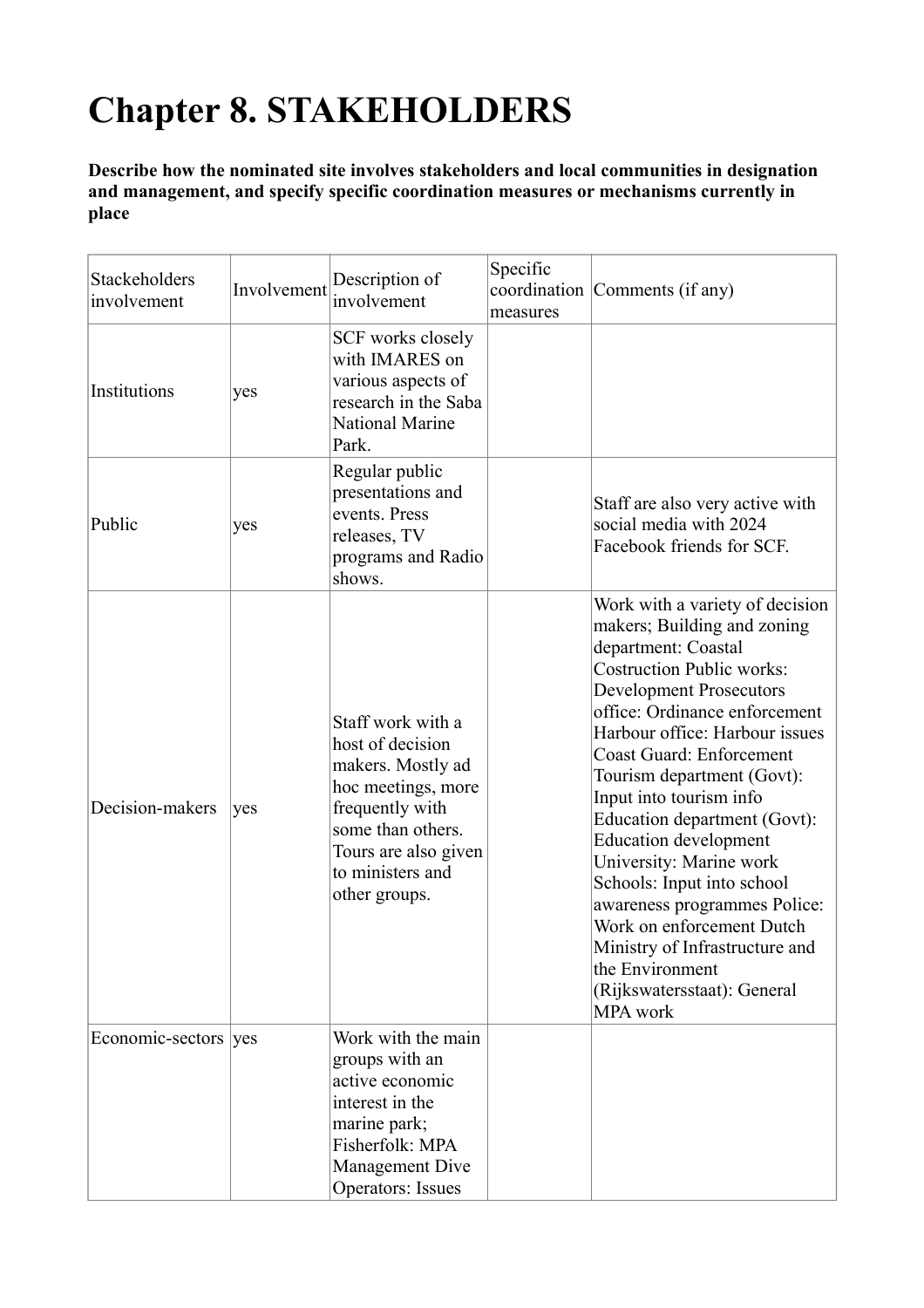# Chapter 8. STAKEHOLDERS

**Describe how the nominated site involves stakeholders and local communities in designation and management, and specify specific coordination measures or mechanisms currently in place**

| Stackeholders involvement | Involvement | Description of involvement | Specific coordination measures | Comments (if any) |
|---|---|---|---|---|
| Institutions | yes | SCF works closely with IMARES on various aspects of research in the Saba National Marine Park. | | |
| Public | yes | Regular public presentations and events. Press releases, TV programs and Radio shows. | | Staff are also very active with social media with 2024 Facebook friends for SCF. |
| Decision-makers | yes | Staff work with a host of decision makers. Mostly ad hoc meetings, more frequently with some than others. Tours are also given to ministers and other groups. | | Work with a variety of decision makers; Building and zoning department: Coastal Costruction Public works: Development Prosecutors office: Ordinance enforcement Harbour office: Harbour issues Coast Guard: Enforcement Tourism department (Govt): Input into tourism info Education department (Govt): Education development University: Marine work Schools: Input into school awareness programmes Police: Work on enforcement Dutch Ministry of Infrastructure and the Environment (Rijkswatersstaat): General MPA work |
| Economic-sectors | yes | Work with the main groups with an active economic interest in the marine park; Fisherfolk: MPA Management Dive Operators: Issues | | |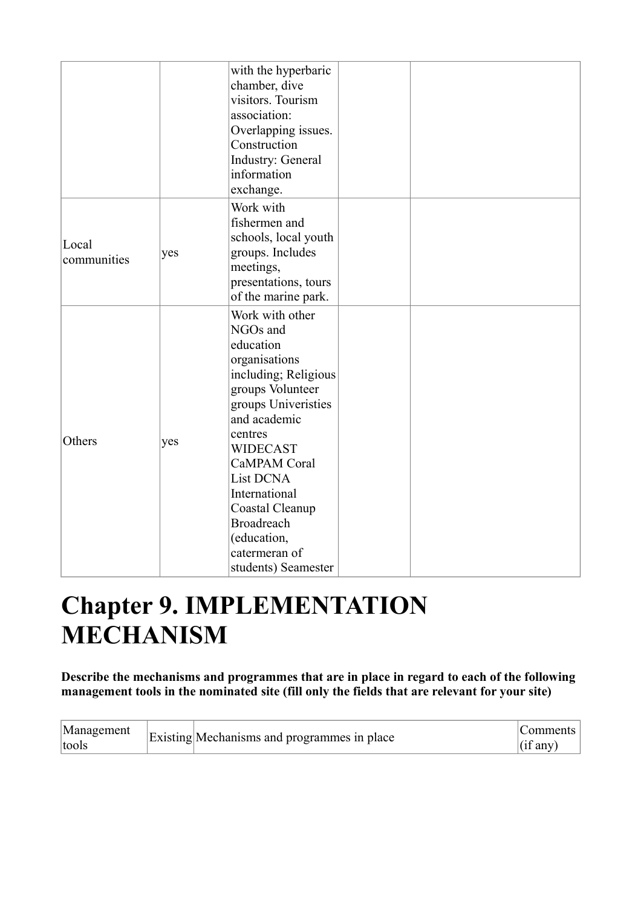|  |  | with the hyperbaric chamber, dive visitors. Tourism association: Overlapping issues. Construction Industry: General information exchange. |  |  |
|---|---|---|---|---|
| Local communities | yes | Work with fishermen and schools, local youth groups. Includes meetings, presentations, tours of the marine park. |  |  |
| Others | yes | Work with other NGOs and education organisations including; Religious groups Volunteer groups Univeristies and academic centres WIDECAST CaMPAM Coral List DCNA International Coastal Cleanup Broadreach (education, catermeran of students) Seamester |  |  |

# Chapter 9. IMPLEMENTATION MECHANISM

**Describe the mechanisms and programmes that are in place in regard to each of the following management tools in the nominated site (fill only the fields that are relevant for your site)**

| Management tools | Existing | Mechanisms and programmes in place | Comments (if any) |
|---|---|---|---|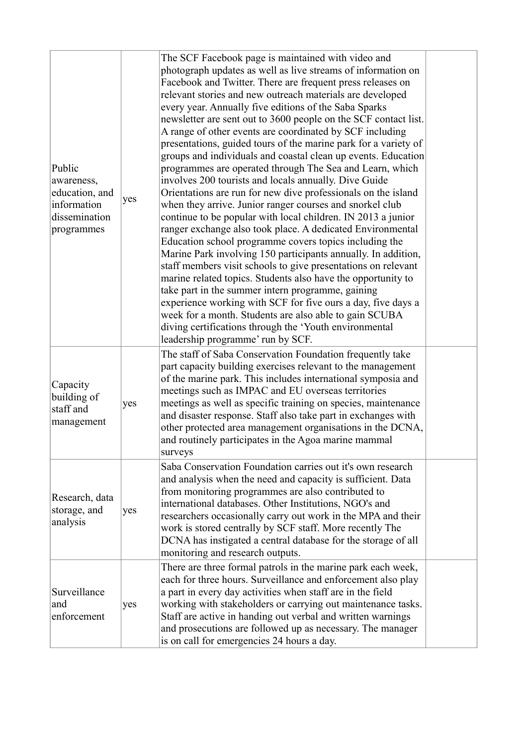| | | | |
|---|---|---|---|
| Public awareness, education, and information dissemination programmes | yes | The SCF Facebook page is maintained with video and photograph updates as well as live streams of information on Facebook and Twitter. There are frequent press releases on relevant stories and new outreach materials are developed every year. Annually five editions of the Saba Sparks newsletter are sent out to 3600 people on the SCF contact list. A range of other events are coordinated by SCF including presentations, guided tours of the marine park for a variety of groups and individuals and coastal clean up events. Education programmes are operated through The Sea and Learn, which involves 200 tourists and locals annually. Dive Guide Orientations are run for new dive professionals on the island when they arrive. Junior ranger courses and snorkel club continue to be popular with local children. IN 2013 a junior ranger exchange also took place. A dedicated Environmental Education school programme covers topics including the Marine Park involving 150 participants annually. In addition, staff members visit schools to give presentations on relevant marine related topics. Students also have the opportunity to take part in the summer intern programme, gaining experience working with SCF for five ours a day, five days a week for a month. Students are also able to gain SCUBA diving certifications through the 'Youth environmental leadership programme' run by SCF. | |
| Capacity building of staff and management | yes | The staff of Saba Conservation Foundation frequently take part capacity building exercises relevant to the management of the marine park. This includes international symposia and meetings such as IMPAC and EU overseas territories meetings as well as specific training on species, maintenance and disaster response. Staff also take part in exchanges with other protected area management organisations in the DCNA, and routinely participates in the Agoa marine mammal surveys | |
| Research, data storage, and analysis | yes | Saba Conservation Foundation carries out it's own research and analysis when the need and capacity is sufficient. Data from monitoring programmes are also contributed to international databases. Other Institutions, NGO's and researchers occasionally carry out work in the MPA and their work is stored centrally by SCF staff. More recently The DCNA has instigated a central database for the storage of all monitoring and research outputs. | |
| Surveillance and enforcement | yes | There are three formal patrols in the marine park each week, each for three hours. Surveillance and enforcement also play a part in every day activities when staff are in the field working with stakeholders or carrying out maintenance tasks. Staff are active in handing out verbal and written warnings and prosecutions are followed up as necessary. The manager is on call for emergencies 24 hours a day. | |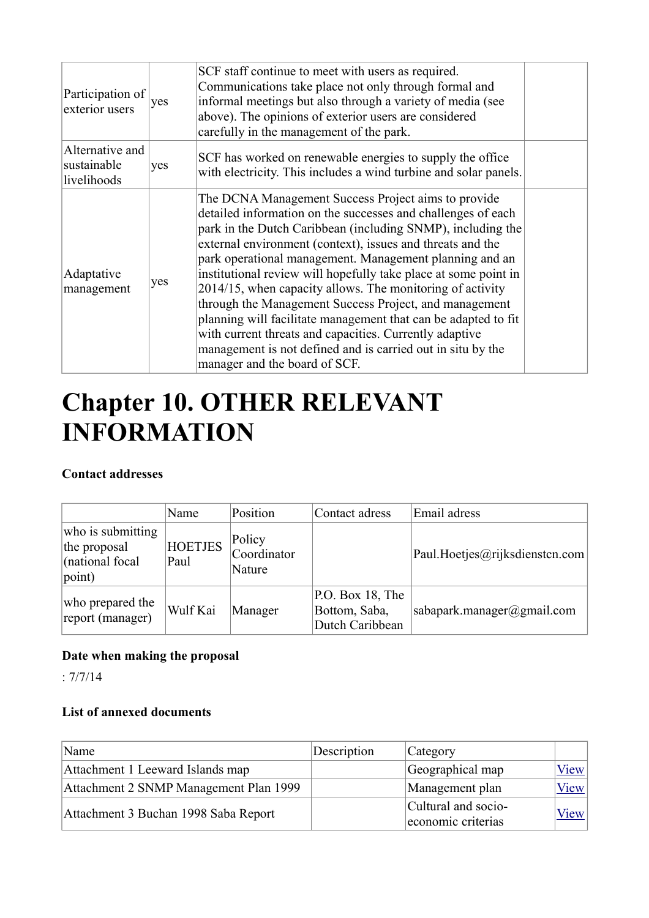| | | | |
|---|---|---|---|
| Participation of exterior users | yes | SCF staff continue to meet with users as required. Communications take place not only through formal and informal meetings but also through a variety of media (see above). The opinions of exterior users are considered carefully in the management of the park. | |
| Alternative and sustainable livelihoods | yes | SCF has worked on renewable energies to supply the office with electricity. This includes a wind turbine and solar panels. | |
| Adaptative management | yes | The DCNA Management Success Project aims to provide detailed information on the successes and challenges of each park in the Dutch Caribbean (including SNMP), including the external environment (context), issues and threats and the park operational management. Management planning and an institutional review will hopefully take place at some point in 2014/15, when capacity allows. The monitoring of activity through the Management Success Project, and management planning will facilitate management that can be adapted to fit with current threats and capacities. Currently adaptive management is not defined and is carried out in situ by the manager and the board of SCF. | |

# Chapter 10. OTHER RELEVANT INFORMATION

**Contact addresses**

| | Name | Position | Contact adress | Email adress |
|---|---|---|---|---|
| who is submitting the proposal (national focal point) | HOETJES Paul | Policy Coordinator Nature | | Paul.Hoetjes@rijksdienstcn.com |
| who prepared the report (manager) | Wulf Kai | Manager | P.O. Box 18, The Bottom, Saba, Dutch Caribbean | sabapark.manager@gmail.com |

**Date when making the proposal**

: 7/7/14

**List of annexed documents**

| Name | Description | Category | |
|---|---|---|---|
| Attachment 1 Leeward Islands map | | Geographical map | View |
| Attachment 2 SNMP Management Plan 1999 | | Management plan | View |
| Attachment 3 Buchan 1998 Saba Report | | Cultural and socio-economic criterias | View |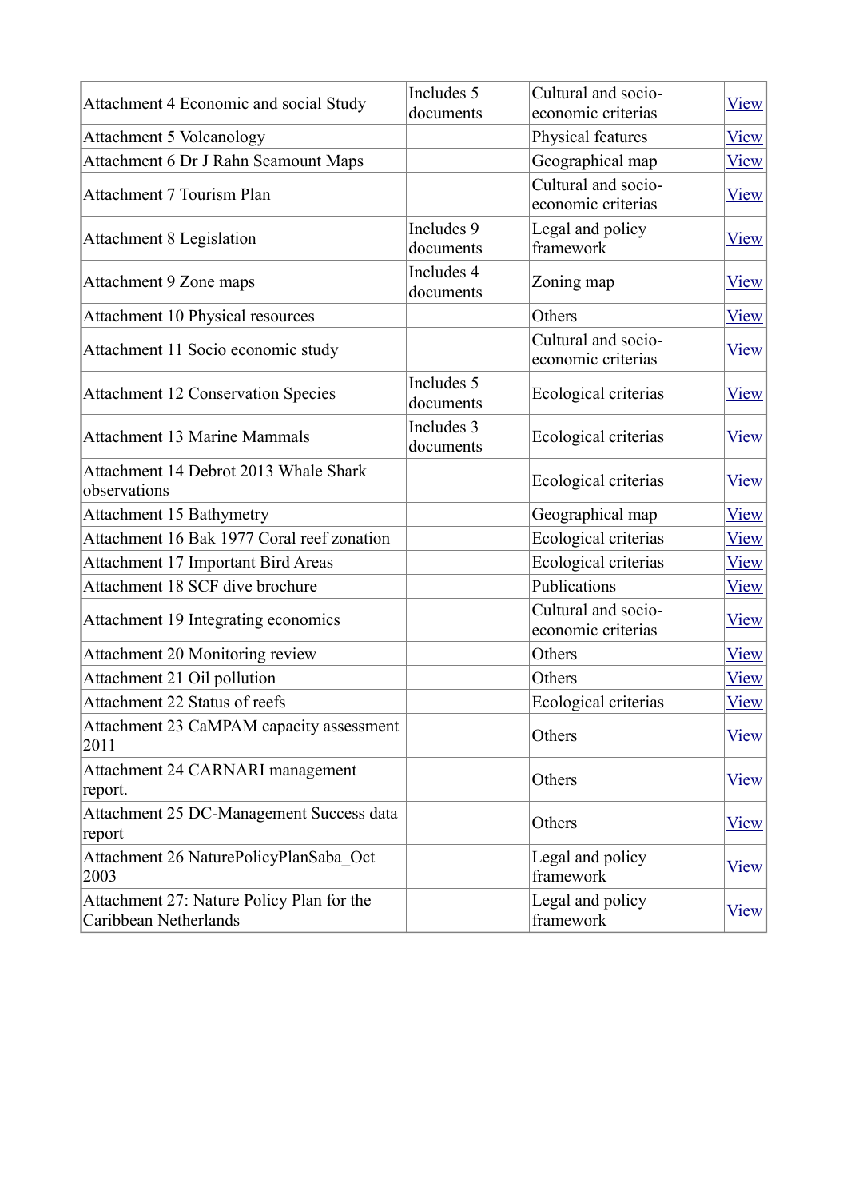| | | | |
|---|---|---|---|
| Attachment 4 Economic and social Study | Includes 5 documents | Cultural and socio-economic criterias | View |
| Attachment 5 Volcanology | | Physical features | View |
| Attachment 6 Dr J Rahn Seamount Maps | | Geographical map | View |
| Attachment 7 Tourism Plan | | Cultural and socio-economic criterias | View |
| Attachment 8 Legislation | Includes 9 documents | Legal and policy framework | View |
| Attachment 9 Zone maps | Includes 4 documents | Zoning map | View |
| Attachment 10 Physical resources | | Others | View |
| Attachment 11 Socio economic study | | Cultural and socio-economic criterias | View |
| Attachment 12 Conservation Species | Includes 5 documents | Ecological criterias | View |
| Attachment 13 Marine Mammals | Includes 3 documents | Ecological criterias | View |
| Attachment 14 Debrot 2013 Whale Shark observations | | Ecological criterias | View |
| Attachment 15 Bathymetry | | Geographical map | View |
| Attachment 16 Bak 1977 Coral reef zonation | | Ecological criterias | View |
| Attachment 17 Important Bird Areas | | Ecological criterias | View |
| Attachment 18 SCF dive brochure | | Publications | View |
| Attachment 19 Integrating economics | | Cultural and socio-economic criterias | View |
| Attachment 20 Monitoring review | | Others | View |
| Attachment 21 Oil pollution | | Others | View |
| Attachment 22 Status of reefs | | Ecological criterias | View |
| Attachment 23 CaMPAM capacity assessment 2011 | | Others | View |
| Attachment 24 CARNARI management report. | | Others | View |
| Attachment 25 DC-Management Success data report | | Others | View |
| Attachment 26 NaturePolicyPlanSaba_Oct 2003 | | Legal and policy framework | View |
| Attachment 27: Nature Policy Plan for the Caribbean Netherlands | | Legal and policy framework | View |